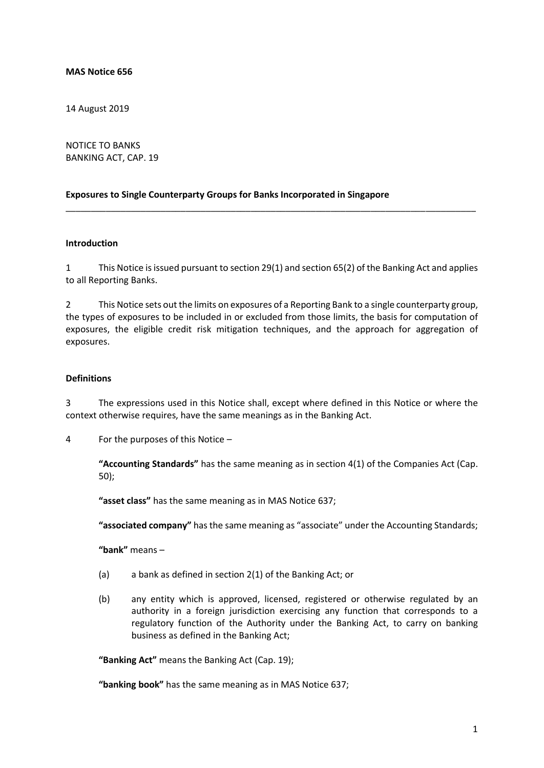**MAS Notice 656**

14 August 2019

NOTICE TO BANKS
BANKING ACT, CAP. 19

**Exposures to Single Counterparty Groups for Banks Incorporated in Singapore**

---

**Introduction**

1 This Notice is issued pursuant to section 29(1) and section 65(2) of the Banking Act and applies to all Reporting Banks.

2 This Notice sets out the limits on exposures of a Reporting Bank to a single counterparty group, the types of exposures to be included in or excluded from those limits, the basis for computation of exposures, the eligible credit risk mitigation techniques, and the approach for aggregation of exposures.

**Definitions**

3 The expressions used in this Notice shall, except where defined in this Notice or where the context otherwise requires, have the same meanings as in the Banking Act.

4 For the purposes of this Notice –

**"Accounting Standards"** has the same meaning as in section 4(1) of the Companies Act (Cap. 50);

**"asset class"** has the same meaning as in MAS Notice 637;

**"associated company"** has the same meaning as "associate" under the Accounting Standards;

**"bank"** means –

(a) a bank as defined in section 2(1) of the Banking Act; or

(b) any entity which is approved, licensed, registered or otherwise regulated by an authority in a foreign jurisdiction exercising any function that corresponds to a regulatory function of the Authority under the Banking Act, to carry on banking business as defined in the Banking Act;

**"Banking Act"** means the Banking Act (Cap. 19);

**"banking book"** has the same meaning as in MAS Notice 637;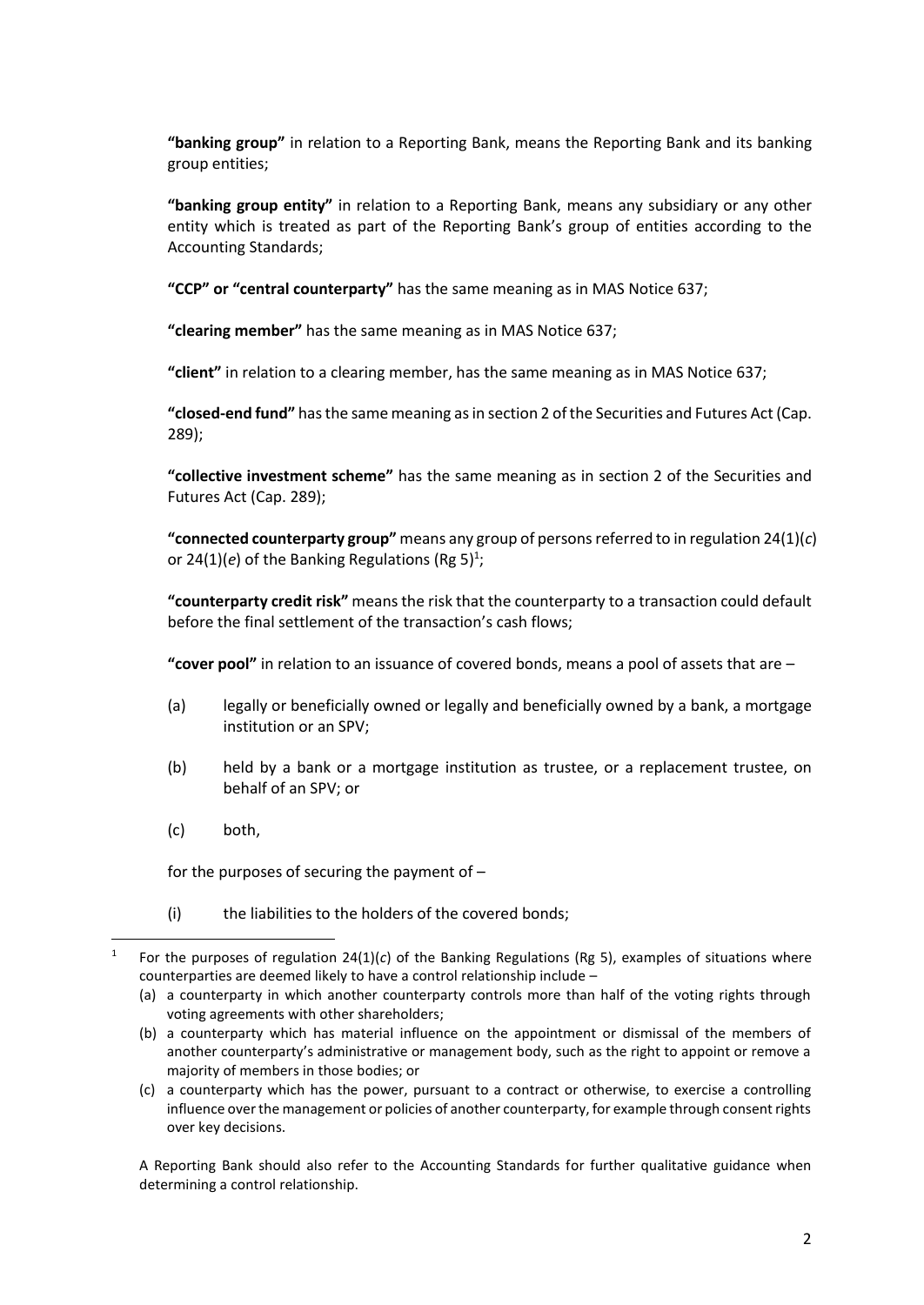**"banking group"** in relation to a Reporting Bank, means the Reporting Bank and its banking group entities;

**"banking group entity"** in relation to a Reporting Bank, means any subsidiary or any other entity which is treated as part of the Reporting Bank's group of entities according to the Accounting Standards;

**"CCP" or "central counterparty"** has the same meaning as in MAS Notice 637;

**"clearing member"** has the same meaning as in MAS Notice 637;

**"client"** in relation to a clearing member, has the same meaning as in MAS Notice 637;

**"closed-end fund"** has the same meaning as in section 2 of the Securities and Futures Act (Cap. 289);

**"collective investment scheme"** has the same meaning as in section 2 of the Securities and Futures Act (Cap. 289);

**"connected counterparty group"** means any group of persons referred to in regulation 24(1)(*c*) or 24(1)(*e*) of the Banking Regulations (Rg 5)[1];

**"counterparty credit risk"** means the risk that the counterparty to a transaction could default before the final settlement of the transaction's cash flows;

**"cover pool"** in relation to an issuance of covered bonds, means a pool of assets that are –

(a) legally or beneficially owned or legally and beneficially owned by a bank, a mortgage institution or an SPV;

(b) held by a bank or a mortgage institution as trustee, or a replacement trustee, on behalf of an SPV; or

(c) both,

for the purposes of securing the payment of –

(i) the liabilities to the holders of the covered bonds;

---

[1] For the purposes of regulation 24(1)(*c*) of the Banking Regulations (Rg 5), examples of situations where counterparties are deemed likely to have a control relationship include –

(a) a counterparty in which another counterparty controls more than half of the voting rights through voting agreements with other shareholders;

(b) a counterparty which has material influence on the appointment or dismissal of the members of another counterparty's administrative or management body, such as the right to appoint or remove a majority of members in those bodies; or

(c) a counterparty which has the power, pursuant to a contract or otherwise, to exercise a controlling influence over the management or policies of another counterparty, for example through consent rights over key decisions.

A Reporting Bank should also refer to the Accounting Standards for further qualitative guidance when determining a control relationship.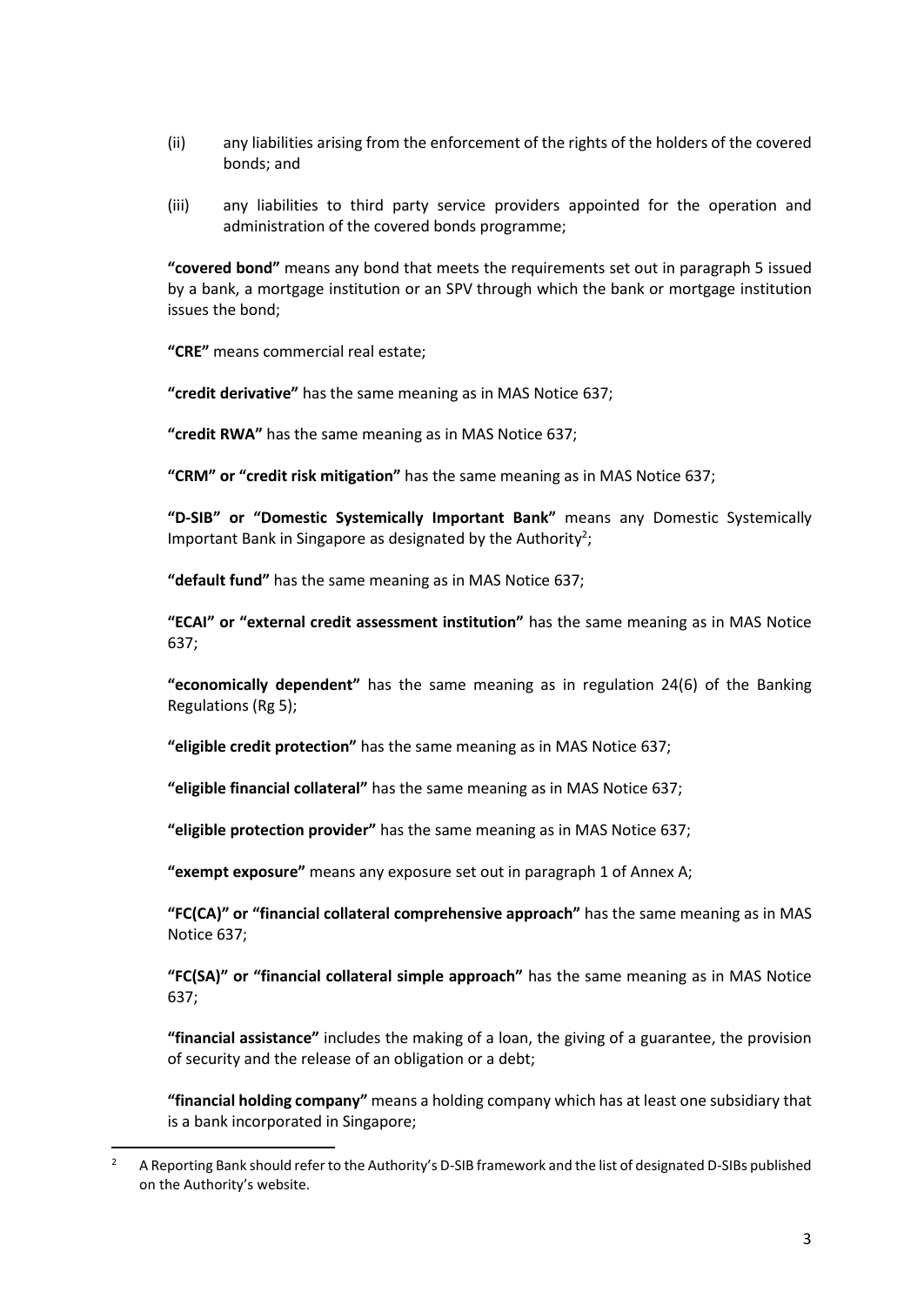(ii) any liabilities arising from the enforcement of the rights of the holders of the covered bonds; and

(iii) any liabilities to third party service providers appointed for the operation and administration of the covered bonds programme;

**"covered bond"** means any bond that meets the requirements set out in paragraph 5 issued by a bank, a mortgage institution or an SPV through which the bank or mortgage institution issues the bond;

**"CRE"** means commercial real estate;

**"credit derivative"** has the same meaning as in MAS Notice 637;

**"credit RWA"** has the same meaning as in MAS Notice 637;

**"CRM" or "credit risk mitigation"** has the same meaning as in MAS Notice 637;

**"D-SIB" or "Domestic Systemically Important Bank"** means any Domestic Systemically Important Bank in Singapore as designated by the Authority[2];

**"default fund"** has the same meaning as in MAS Notice 637;

**"ECAI" or "external credit assessment institution"** has the same meaning as in MAS Notice 637;

**"economically dependent"** has the same meaning as in regulation 24(6) of the Banking Regulations (Rg 5);

**"eligible credit protection"** has the same meaning as in MAS Notice 637;

**"eligible financial collateral"** has the same meaning as in MAS Notice 637;

**"eligible protection provider"** has the same meaning as in MAS Notice 637;

**"exempt exposure"** means any exposure set out in paragraph 1 of Annex A;

**"FC(CA)" or "financial collateral comprehensive approach"** has the same meaning as in MAS Notice 637;

**"FC(SA)" or "financial collateral simple approach"** has the same meaning as in MAS Notice 637;

**"financial assistance"** includes the making of a loan, the giving of a guarantee, the provision of security and the release of an obligation or a debt;

**"financial holding company"** means a holding company which has at least one subsidiary that is a bank incorporated in Singapore;

---

[2] A Reporting Bank should refer to the Authority's D-SIB framework and the list of designated D-SIBs published on the Authority's website.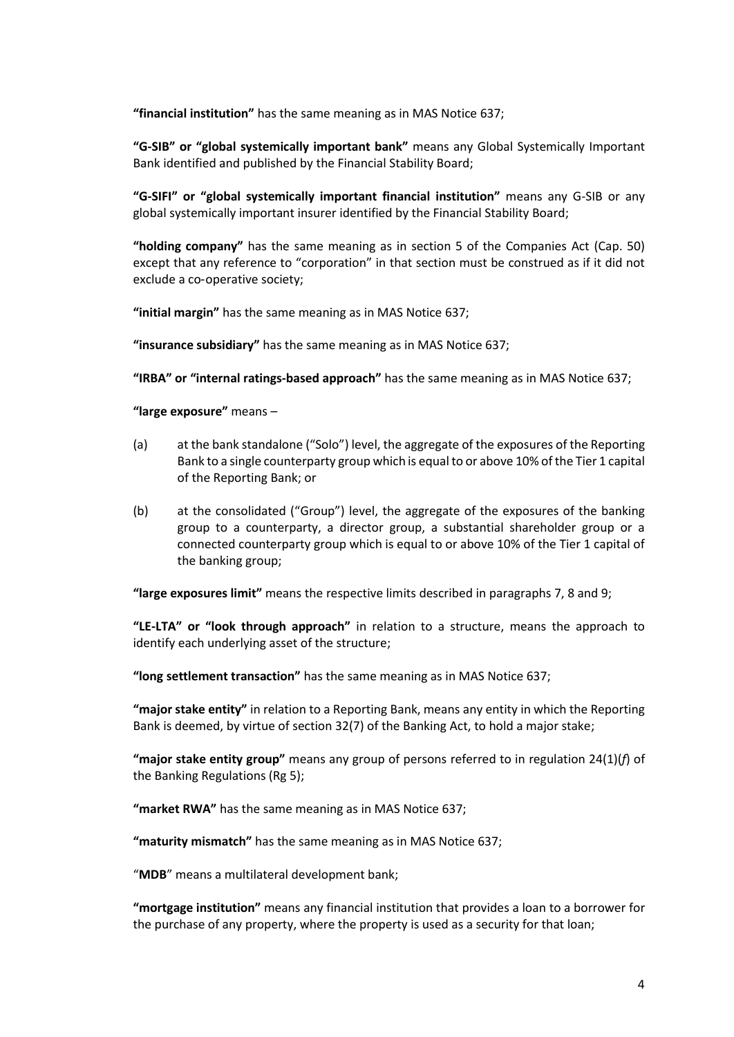**"financial institution"** has the same meaning as in MAS Notice 637;

**"G-SIB" or "global systemically important bank"** means any Global Systemically Important Bank identified and published by the Financial Stability Board;

**"G-SIFI" or "global systemically important financial institution"** means any G-SIB or any global systemically important insurer identified by the Financial Stability Board;

**"holding company"** has the same meaning as in section 5 of the Companies Act (Cap. 50) except that any reference to "corporation" in that section must be construed as if it did not exclude a co-operative society;

**"initial margin"** has the same meaning as in MAS Notice 637;

**"insurance subsidiary"** has the same meaning as in MAS Notice 637;

**"IRBA" or "internal ratings-based approach"** has the same meaning as in MAS Notice 637;

**"large exposure"** means –

(a) at the bank standalone ("Solo") level, the aggregate of the exposures of the Reporting Bank to a single counterparty group which is equal to or above 10% of the Tier 1 capital of the Reporting Bank; or

(b) at the consolidated ("Group") level, the aggregate of the exposures of the banking group to a counterparty, a director group, a substantial shareholder group or a connected counterparty group which is equal to or above 10% of the Tier 1 capital of the banking group;

**"large exposures limit"** means the respective limits described in paragraphs 7, 8 and 9;

**"LE-LTA" or "look through approach"** in relation to a structure, means the approach to identify each underlying asset of the structure;

**"long settlement transaction"** has the same meaning as in MAS Notice 637;

**"major stake entity"** in relation to a Reporting Bank, means any entity in which the Reporting Bank is deemed, by virtue of section 32(7) of the Banking Act, to hold a major stake;

**"major stake entity group"** means any group of persons referred to in regulation 24(1)(*f*) of the Banking Regulations (Rg 5);

**"market RWA"** has the same meaning as in MAS Notice 637;

**"maturity mismatch"** has the same meaning as in MAS Notice 637;

"**MDB**" means a multilateral development bank;

**"mortgage institution"** means any financial institution that provides a loan to a borrower for the purchase of any property, where the property is used as a security for that loan;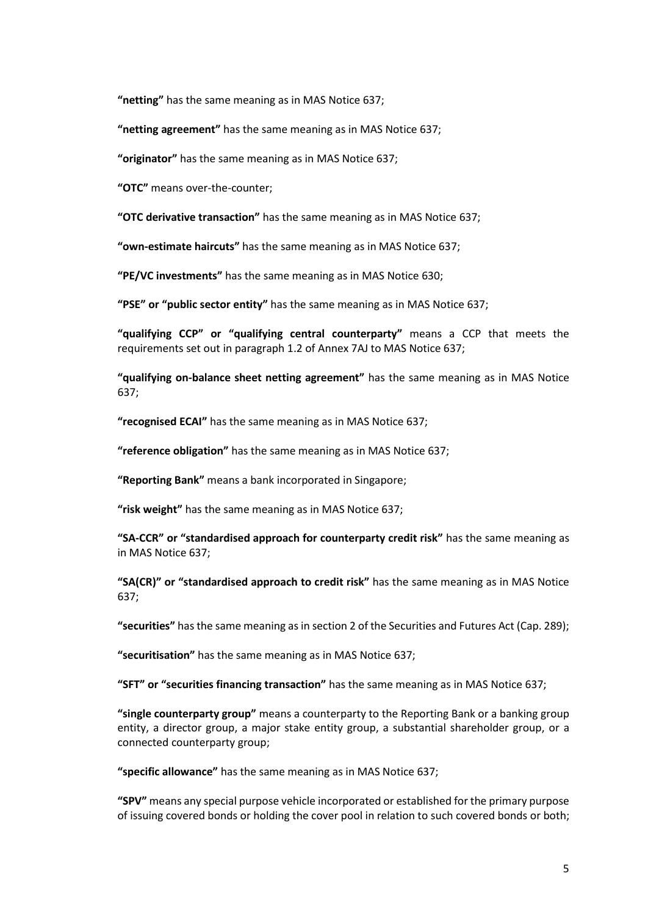**“netting”** has the same meaning as in MAS Notice 637;

**“netting agreement”** has the same meaning as in MAS Notice 637;

**“originator”** has the same meaning as in MAS Notice 637;

**“OTC”** means over-the-counter;

**“OTC derivative transaction”** has the same meaning as in MAS Notice 637;

**“own-estimate haircuts”** has the same meaning as in MAS Notice 637;

**“PE/VC investments”** has the same meaning as in MAS Notice 630;

**“PSE” or “public sector entity”** has the same meaning as in MAS Notice 637;

**“qualifying CCP” or “qualifying central counterparty”** means a CCP that meets the requirements set out in paragraph 1.2 of Annex 7AJ to MAS Notice 637;

**“qualifying on-balance sheet netting agreement”** has the same meaning as in MAS Notice 637;

**“recognised ECAI”** has the same meaning as in MAS Notice 637;

**“reference obligation”** has the same meaning as in MAS Notice 637;

**“Reporting Bank”** means a bank incorporated in Singapore;

**“risk weight”** has the same meaning as in MAS Notice 637;

**“SA-CCR” or “standardised approach for counterparty credit risk”** has the same meaning as in MAS Notice 637;

**“SA(CR)” or “standardised approach to credit risk”** has the same meaning as in MAS Notice 637;

**“securities”** has the same meaning as in section 2 of the Securities and Futures Act (Cap. 289);

**“securitisation”** has the same meaning as in MAS Notice 637;

**“SFT” or “securities financing transaction”** has the same meaning as in MAS Notice 637;

**“single counterparty group”** means a counterparty to the Reporting Bank or a banking group entity, a director group, a major stake entity group, a substantial shareholder group, or a connected counterparty group;

**“specific allowance”** has the same meaning as in MAS Notice 637;

**“SPV”** means any special purpose vehicle incorporated or established for the primary purpose of issuing covered bonds or holding the cover pool in relation to such covered bonds or both;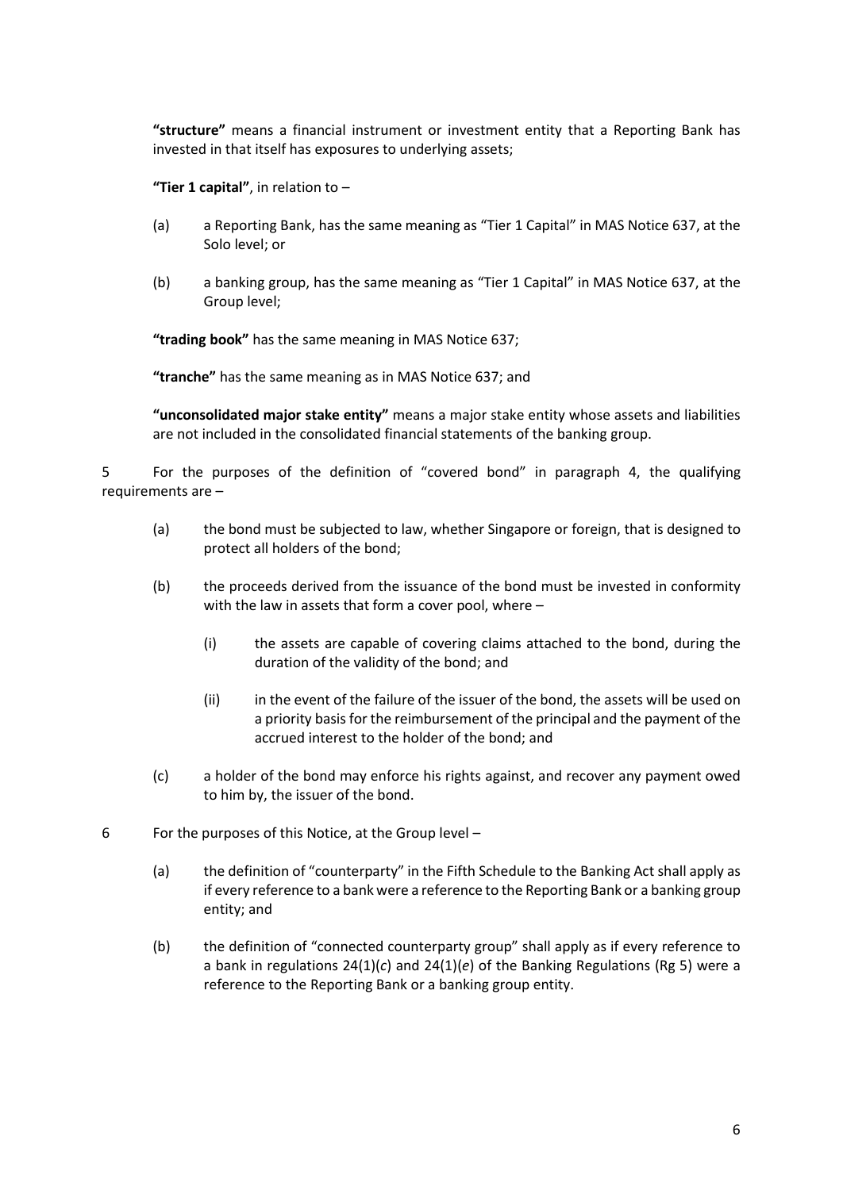**"structure"** means a financial instrument or investment entity that a Reporting Bank has invested in that itself has exposures to underlying assets;

**"Tier 1 capital"**, in relation to –

(a) a Reporting Bank, has the same meaning as "Tier 1 Capital" in MAS Notice 637, at the Solo level; or

(b) a banking group, has the same meaning as "Tier 1 Capital" in MAS Notice 637, at the Group level;

**"trading book"** has the same meaning in MAS Notice 637;

**"tranche"** has the same meaning as in MAS Notice 637; and

**"unconsolidated major stake entity"** means a major stake entity whose assets and liabilities are not included in the consolidated financial statements of the banking group.

5 For the purposes of the definition of "covered bond" in paragraph 4, the qualifying requirements are –

(a) the bond must be subjected to law, whether Singapore or foreign, that is designed to protect all holders of the bond;

(b) the proceeds derived from the issuance of the bond must be invested in conformity with the law in assets that form a cover pool, where –

  (i) the assets are capable of covering claims attached to the bond, during the duration of the validity of the bond; and

  (ii) in the event of the failure of the issuer of the bond, the assets will be used on a priority basis for the reimbursement of the principal and the payment of the accrued interest to the holder of the bond; and

(c) a holder of the bond may enforce his rights against, and recover any payment owed to him by, the issuer of the bond.

6 For the purposes of this Notice, at the Group level –

(a) the definition of "counterparty" in the Fifth Schedule to the Banking Act shall apply as if every reference to a bank were a reference to the Reporting Bank or a banking group entity; and

(b) the definition of "connected counterparty group" shall apply as if every reference to a bank in regulations 24(1)(*c*) and 24(1)(*e*) of the Banking Regulations (Rg 5) were a reference to the Reporting Bank or a banking group entity.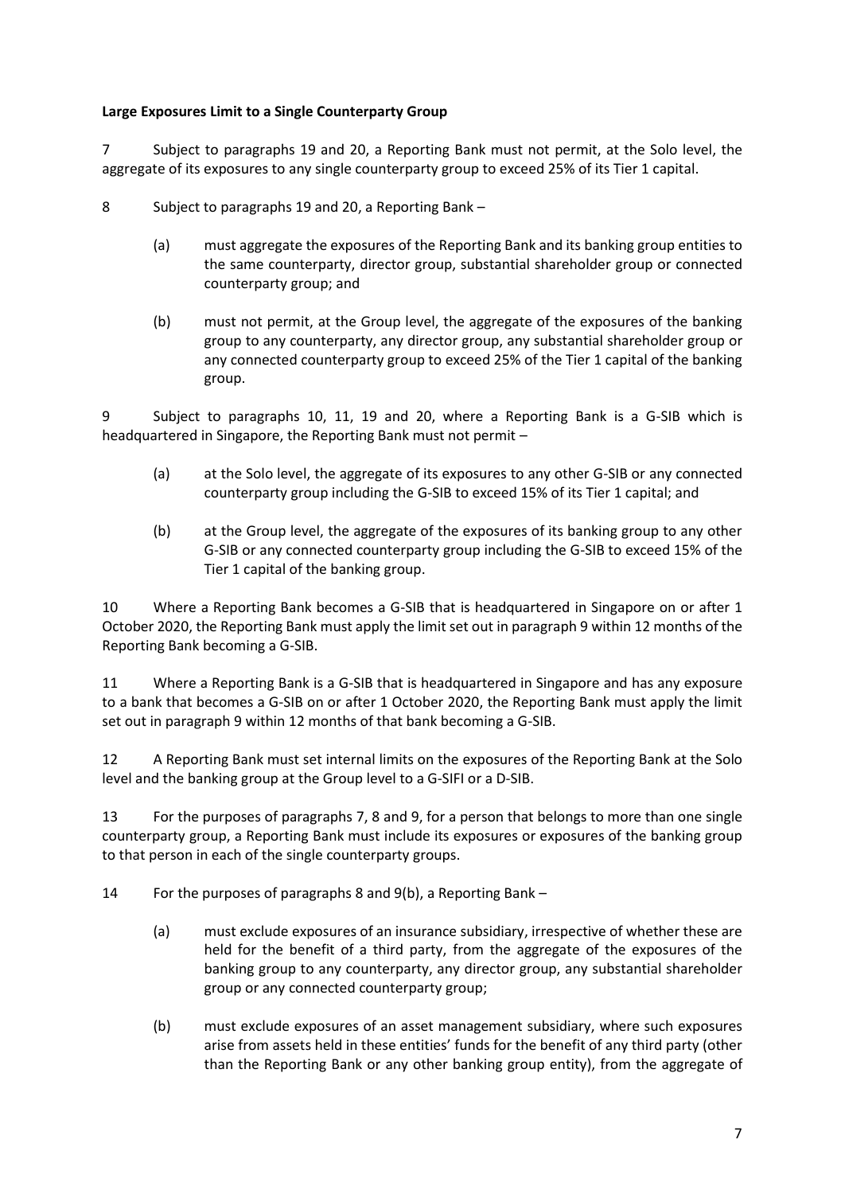**Large Exposures Limit to a Single Counterparty Group**

7 Subject to paragraphs 19 and 20, a Reporting Bank must not permit, at the Solo level, the aggregate of its exposures to any single counterparty group to exceed 25% of its Tier 1 capital.

8 Subject to paragraphs 19 and 20, a Reporting Bank –

(a) must aggregate the exposures of the Reporting Bank and its banking group entities to the same counterparty, director group, substantial shareholder group or connected counterparty group; and

(b) must not permit, at the Group level, the aggregate of the exposures of the banking group to any counterparty, any director group, any substantial shareholder group or any connected counterparty group to exceed 25% of the Tier 1 capital of the banking group.

9 Subject to paragraphs 10, 11, 19 and 20, where a Reporting Bank is a G-SIB which is headquartered in Singapore, the Reporting Bank must not permit –

(a) at the Solo level, the aggregate of its exposures to any other G-SIB or any connected counterparty group including the G-SIB to exceed 15% of its Tier 1 capital; and

(b) at the Group level, the aggregate of the exposures of its banking group to any other G-SIB or any connected counterparty group including the G-SIB to exceed 15% of the Tier 1 capital of the banking group.

10 Where a Reporting Bank becomes a G-SIB that is headquartered in Singapore on or after 1 October 2020, the Reporting Bank must apply the limit set out in paragraph 9 within 12 months of the Reporting Bank becoming a G-SIB.

11 Where a Reporting Bank is a G-SIB that is headquartered in Singapore and has any exposure to a bank that becomes a G-SIB on or after 1 October 2020, the Reporting Bank must apply the limit set out in paragraph 9 within 12 months of that bank becoming a G-SIB.

12 A Reporting Bank must set internal limits on the exposures of the Reporting Bank at the Solo level and the banking group at the Group level to a G-SIFI or a D-SIB.

13 For the purposes of paragraphs 7, 8 and 9, for a person that belongs to more than one single counterparty group, a Reporting Bank must include its exposures or exposures of the banking group to that person in each of the single counterparty groups.

14 For the purposes of paragraphs 8 and 9(b), a Reporting Bank –

(a) must exclude exposures of an insurance subsidiary, irrespective of whether these are held for the benefit of a third party, from the aggregate of the exposures of the banking group to any counterparty, any director group, any substantial shareholder group or any connected counterparty group;

(b) must exclude exposures of an asset management subsidiary, where such exposures arise from assets held in these entities' funds for the benefit of any third party (other than the Reporting Bank or any other banking group entity), from the aggregate of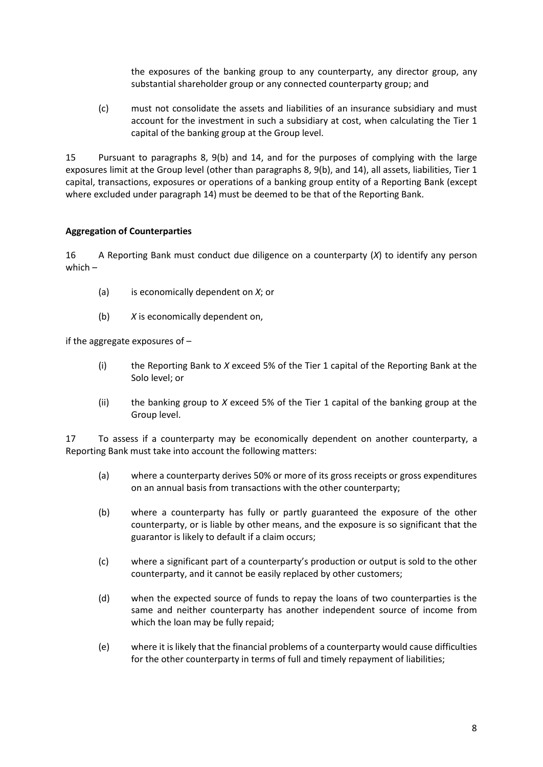the exposures of the banking group to any counterparty, any director group, any substantial shareholder group or any connected counterparty group; and

(c) must not consolidate the assets and liabilities of an insurance subsidiary and must account for the investment in such a subsidiary at cost, when calculating the Tier 1 capital of the banking group at the Group level.

15 Pursuant to paragraphs 8, 9(b) and 14, and for the purposes of complying with the large exposures limit at the Group level (other than paragraphs 8, 9(b), and 14), all assets, liabilities, Tier 1 capital, transactions, exposures or operations of a banking group entity of a Reporting Bank (except where excluded under paragraph 14) must be deemed to be that of the Reporting Bank.

**Aggregation of Counterparties**

16 A Reporting Bank must conduct due diligence on a counterparty (*X*) to identify any person which –

(a) is economically dependent on *X*; or

(b) *X* is economically dependent on,

if the aggregate exposures of –

(i) the Reporting Bank to *X* exceed 5% of the Tier 1 capital of the Reporting Bank at the Solo level; or

(ii) the banking group to *X* exceed 5% of the Tier 1 capital of the banking group at the Group level.

17 To assess if a counterparty may be economically dependent on another counterparty, a Reporting Bank must take into account the following matters:

(a) where a counterparty derives 50% or more of its gross receipts or gross expenditures on an annual basis from transactions with the other counterparty;

(b) where a counterparty has fully or partly guaranteed the exposure of the other counterparty, or is liable by other means, and the exposure is so significant that the guarantor is likely to default if a claim occurs;

(c) where a significant part of a counterparty's production or output is sold to the other counterparty, and it cannot be easily replaced by other customers;

(d) when the expected source of funds to repay the loans of two counterparties is the same and neither counterparty has another independent source of income from which the loan may be fully repaid;

(e) where it is likely that the financial problems of a counterparty would cause difficulties for the other counterparty in terms of full and timely repayment of liabilities;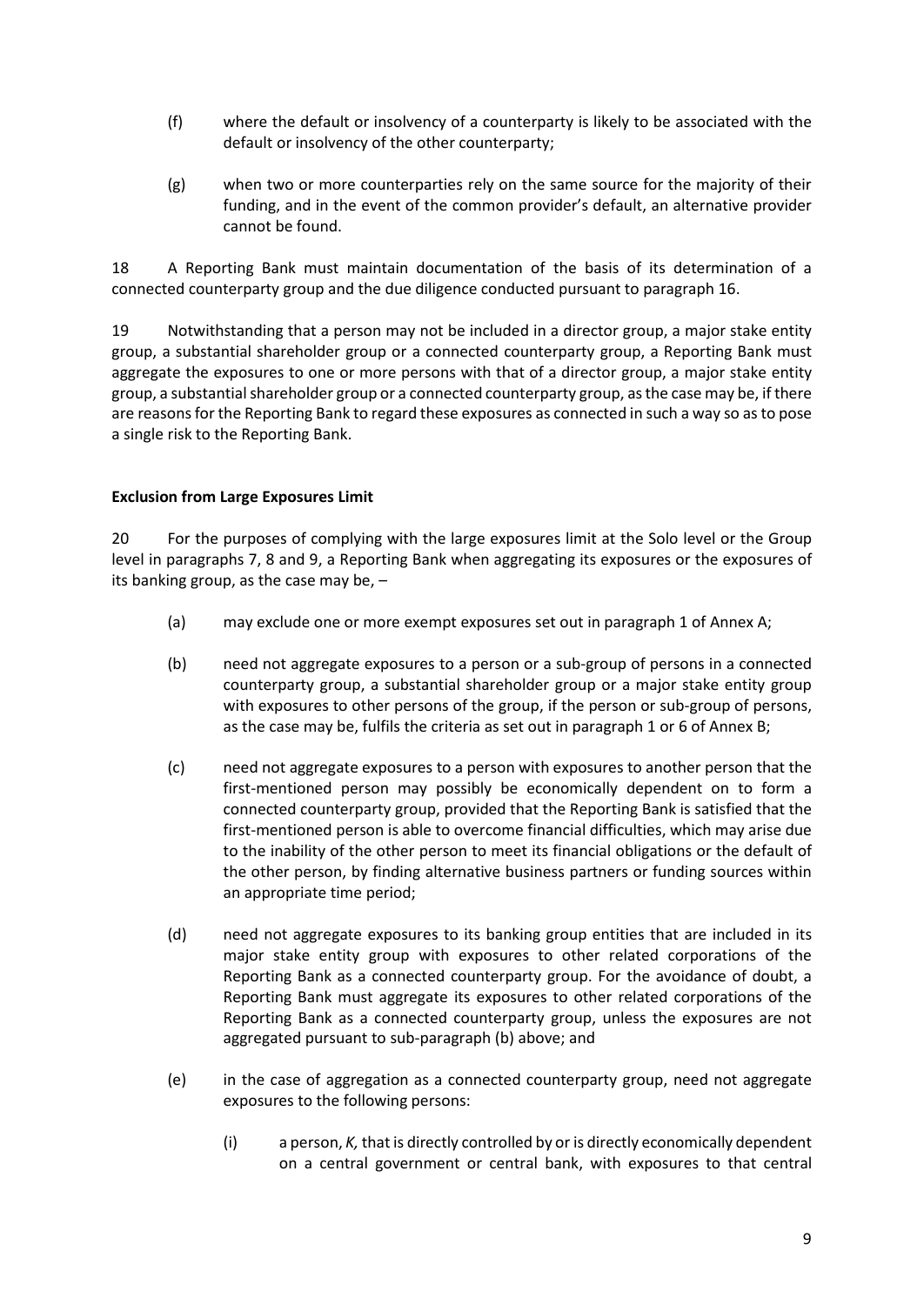(f) where the default or insolvency of a counterparty is likely to be associated with the default or insolvency of the other counterparty;

(g) when two or more counterparties rely on the same source for the majority of their funding, and in the event of the common provider's default, an alternative provider cannot be found.

18 A Reporting Bank must maintain documentation of the basis of its determination of a connected counterparty group and the due diligence conducted pursuant to paragraph 16.

19 Notwithstanding that a person may not be included in a director group, a major stake entity group, a substantial shareholder group or a connected counterparty group, a Reporting Bank must aggregate the exposures to one or more persons with that of a director group, a major stake entity group, a substantial shareholder group or a connected counterparty group, as the case may be, if there are reasons for the Reporting Bank to regard these exposures as connected in such a way so as to pose a single risk to the Reporting Bank.

**Exclusion from Large Exposures Limit**

20 For the purposes of complying with the large exposures limit at the Solo level or the Group level in paragraphs 7, 8 and 9, a Reporting Bank when aggregating its exposures or the exposures of its banking group, as the case may be, –

(a) may exclude one or more exempt exposures set out in paragraph 1 of Annex A;

(b) need not aggregate exposures to a person or a sub-group of persons in a connected counterparty group, a substantial shareholder group or a major stake entity group with exposures to other persons of the group, if the person or sub-group of persons, as the case may be, fulfils the criteria as set out in paragraph 1 or 6 of Annex B;

(c) need not aggregate exposures to a person with exposures to another person that the first-mentioned person may possibly be economically dependent on to form a connected counterparty group, provided that the Reporting Bank is satisfied that the first-mentioned person is able to overcome financial difficulties, which may arise due to the inability of the other person to meet its financial obligations or the default of the other person, by finding alternative business partners or funding sources within an appropriate time period;

(d) need not aggregate exposures to its banking group entities that are included in its major stake entity group with exposures to other related corporations of the Reporting Bank as a connected counterparty group. For the avoidance of doubt, a Reporting Bank must aggregate its exposures to other related corporations of the Reporting Bank as a connected counterparty group, unless the exposures are not aggregated pursuant to sub-paragraph (b) above; and

(e) in the case of aggregation as a connected counterparty group, need not aggregate exposures to the following persons:

(i) a person, *K,* that is directly controlled by or is directly economically dependent on a central government or central bank, with exposures to that central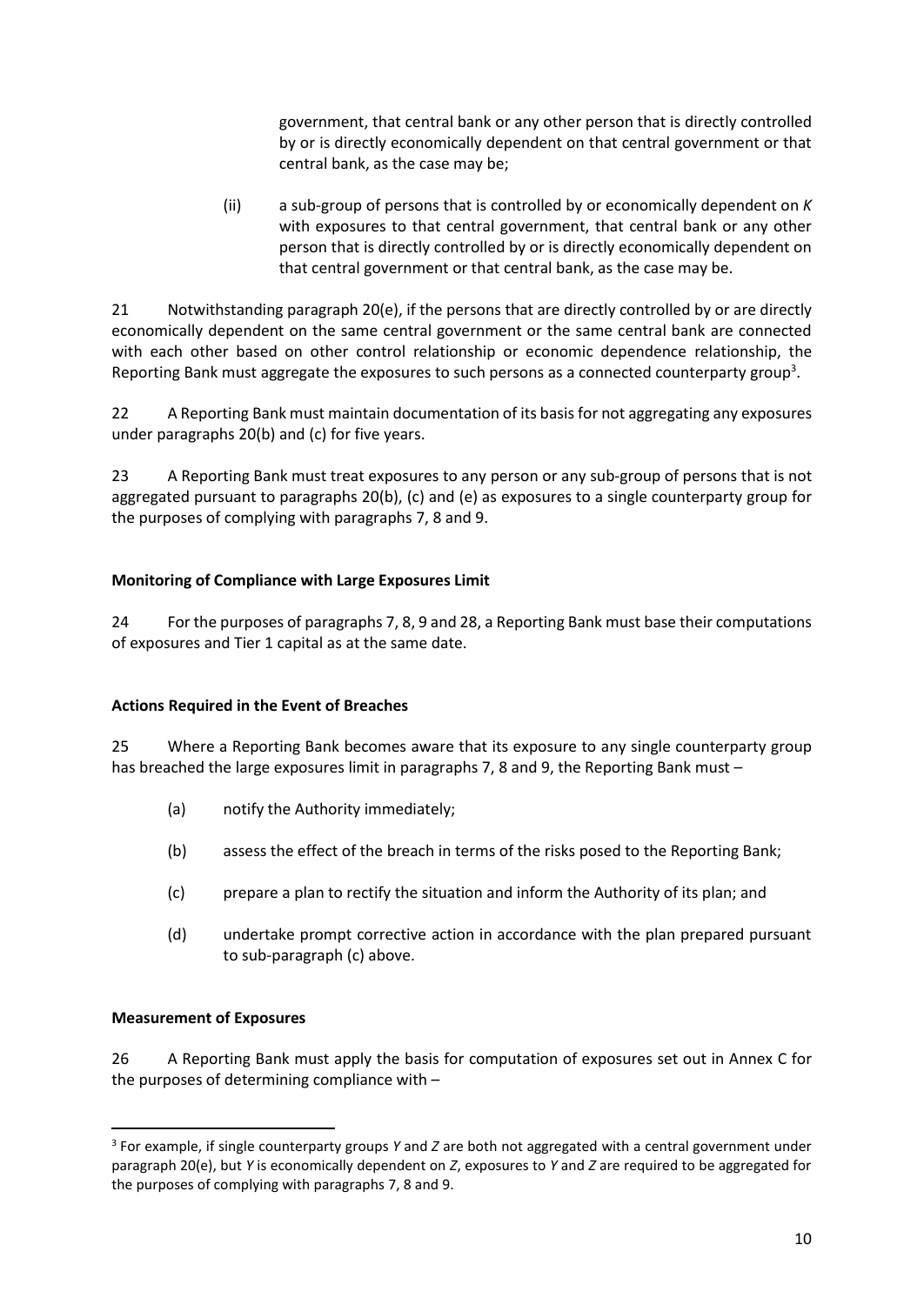government, that central bank or any other person that is directly controlled by or is directly economically dependent on that central government or that central bank, as the case may be;

(ii) a sub-group of persons that is controlled by or economically dependent on *K* with exposures to that central government, that central bank or any other person that is directly controlled by or is directly economically dependent on that central government or that central bank, as the case may be.

21 Notwithstanding paragraph 20(e), if the persons that are directly controlled by or are directly economically dependent on the same central government or the same central bank are connected with each other based on other control relationship or economic dependence relationship, the Reporting Bank must aggregate the exposures to such persons as a connected counterparty group[3].

22 A Reporting Bank must maintain documentation of its basis for not aggregating any exposures under paragraphs 20(b) and (c) for five years.

23 A Reporting Bank must treat exposures to any person or any sub-group of persons that is not aggregated pursuant to paragraphs 20(b), (c) and (e) as exposures to a single counterparty group for the purposes of complying with paragraphs 7, 8 and 9.

**Monitoring of Compliance with Large Exposures Limit**

24 For the purposes of paragraphs 7, 8, 9 and 28, a Reporting Bank must base their computations of exposures and Tier 1 capital as at the same date.

**Actions Required in the Event of Breaches**

25 Where a Reporting Bank becomes aware that its exposure to any single counterparty group has breached the large exposures limit in paragraphs 7, 8 and 9, the Reporting Bank must –

(a) notify the Authority immediately;

(b) assess the effect of the breach in terms of the risks posed to the Reporting Bank;

(c) prepare a plan to rectify the situation and inform the Authority of its plan; and

(d) undertake prompt corrective action in accordance with the plan prepared pursuant to sub-paragraph (c) above.

**Measurement of Exposures**

26 A Reporting Bank must apply the basis for computation of exposures set out in Annex C for the purposes of determining compliance with –

---

[3] For example, if single counterparty groups *Y* and *Z* are both not aggregated with a central government under paragraph 20(e), but *Y* is economically dependent on *Z*, exposures to *Y* and *Z* are required to be aggregated for the purposes of complying with paragraphs 7, 8 and 9.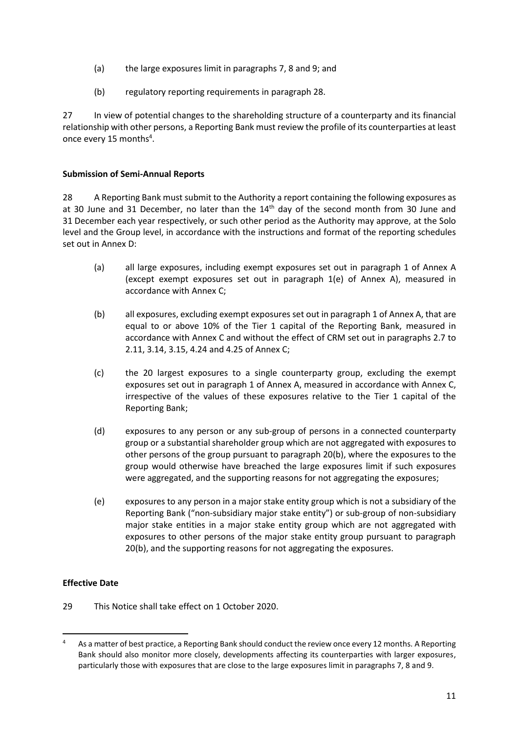(a) the large exposures limit in paragraphs 7, 8 and 9; and

(b) regulatory reporting requirements in paragraph 28.

27 In view of potential changes to the shareholding structure of a counterparty and its financial relationship with other persons, a Reporting Bank must review the profile of its counterparties at least once every 15 months[4].

**Submission of Semi-Annual Reports**

28 A Reporting Bank must submit to the Authority a report containing the following exposures as at 30 June and 31 December, no later than the 14th day of the second month from 30 June and 31 December each year respectively, or such other period as the Authority may approve, at the Solo level and the Group level, in accordance with the instructions and format of the reporting schedules set out in Annex D:

(a) all large exposures, including exempt exposures set out in paragraph 1 of Annex A (except exempt exposures set out in paragraph 1(e) of Annex A), measured in accordance with Annex C;

(b) all exposures, excluding exempt exposures set out in paragraph 1 of Annex A, that are equal to or above 10% of the Tier 1 capital of the Reporting Bank, measured in accordance with Annex C and without the effect of CRM set out in paragraphs 2.7 to 2.11, 3.14, 3.15, 4.24 and 4.25 of Annex C;

(c) the 20 largest exposures to a single counterparty group, excluding the exempt exposures set out in paragraph 1 of Annex A, measured in accordance with Annex C, irrespective of the values of these exposures relative to the Tier 1 capital of the Reporting Bank;

(d) exposures to any person or any sub-group of persons in a connected counterparty group or a substantial shareholder group which are not aggregated with exposures to other persons of the group pursuant to paragraph 20(b), where the exposures to the group would otherwise have breached the large exposures limit if such exposures were aggregated, and the supporting reasons for not aggregating the exposures;

(e) exposures to any person in a major stake entity group which is not a subsidiary of the Reporting Bank ("non-subsidiary major stake entity") or sub-group of non-subsidiary major stake entities in a major stake entity group which are not aggregated with exposures to other persons of the major stake entity group pursuant to paragraph 20(b), and the supporting reasons for not aggregating the exposures.

**Effective Date**

29 This Notice shall take effect on 1 October 2020.

---

[4] As a matter of best practice, a Reporting Bank should conduct the review once every 12 months. A Reporting Bank should also monitor more closely, developments affecting its counterparties with larger exposures, particularly those with exposures that are close to the large exposures limit in paragraphs 7, 8 and 9.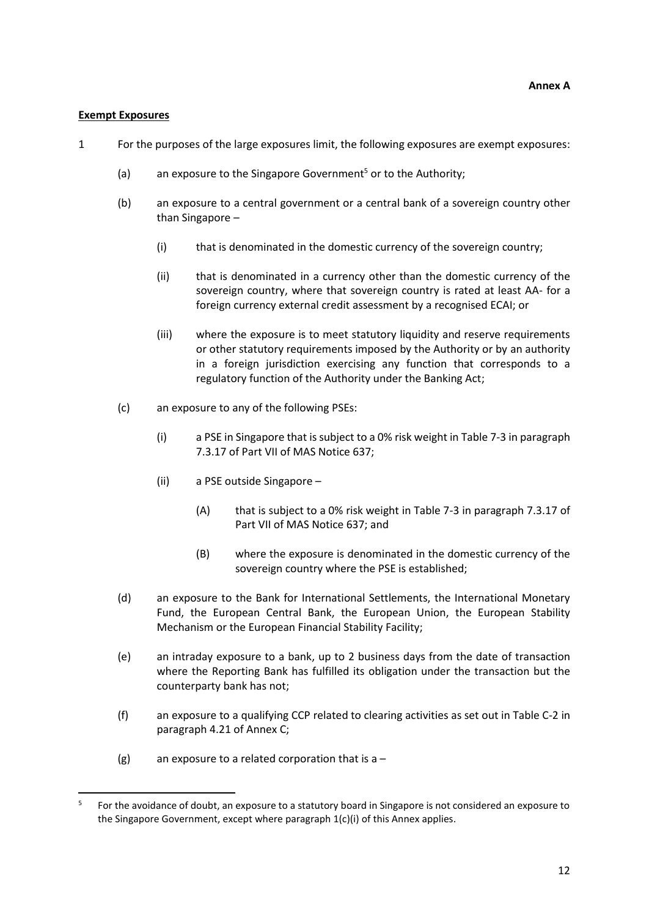**Annex A**

**Exempt Exposures**

1 For the purposes of the large exposures limit, the following exposures are exempt exposures:

(a) an exposure to the Singapore Government[5] or to the Authority;

(b) an exposure to a central government or a central bank of a sovereign country other than Singapore –

(i) that is denominated in the domestic currency of the sovereign country;

(ii) that is denominated in a currency other than the domestic currency of the sovereign country, where that sovereign country is rated at least AA- for a foreign currency external credit assessment by a recognised ECAI; or

(iii) where the exposure is to meet statutory liquidity and reserve requirements or other statutory requirements imposed by the Authority or by an authority in a foreign jurisdiction exercising any function that corresponds to a regulatory function of the Authority under the Banking Act;

(c) an exposure to any of the following PSEs:

(i) a PSE in Singapore that is subject to a 0% risk weight in Table 7-3 in paragraph 7.3.17 of Part VII of MAS Notice 637;

(ii) a PSE outside Singapore –

(A) that is subject to a 0% risk weight in Table 7-3 in paragraph 7.3.17 of Part VII of MAS Notice 637; and

(B) where the exposure is denominated in the domestic currency of the sovereign country where the PSE is established;

(d) an exposure to the Bank for International Settlements, the International Monetary Fund, the European Central Bank, the European Union, the European Stability Mechanism or the European Financial Stability Facility;

(e) an intraday exposure to a bank, up to 2 business days from the date of transaction where the Reporting Bank has fulfilled its obligation under the transaction but the counterparty bank has not;

(f) an exposure to a qualifying CCP related to clearing activities as set out in Table C-2 in paragraph 4.21 of Annex C;

(g) an exposure to a related corporation that is a –

[5] For the avoidance of doubt, an exposure to a statutory board in Singapore is not considered an exposure to the Singapore Government, except where paragraph 1(c)(i) of this Annex applies.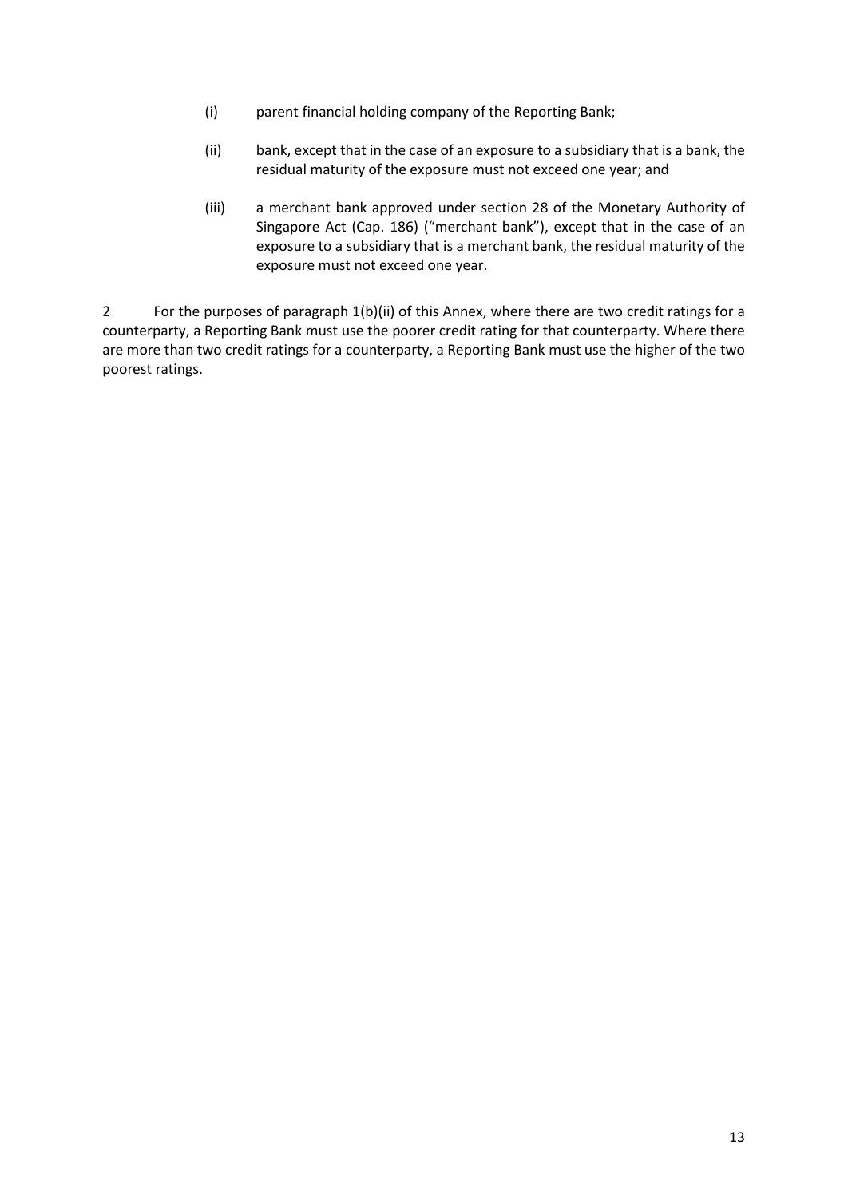(i) parent financial holding company of the Reporting Bank;

(ii) bank, except that in the case of an exposure to a subsidiary that is a bank, the residual maturity of the exposure must not exceed one year; and

(iii) a merchant bank approved under section 28 of the Monetary Authority of Singapore Act (Cap. 186) ("merchant bank"), except that in the case of an exposure to a subsidiary that is a merchant bank, the residual maturity of the exposure must not exceed one year.

2 For the purposes of paragraph 1(b)(ii) of this Annex, where there are two credit ratings for a counterparty, a Reporting Bank must use the poorer credit rating for that counterparty. Where there are more than two credit ratings for a counterparty, a Reporting Bank must use the higher of the two poorest ratings.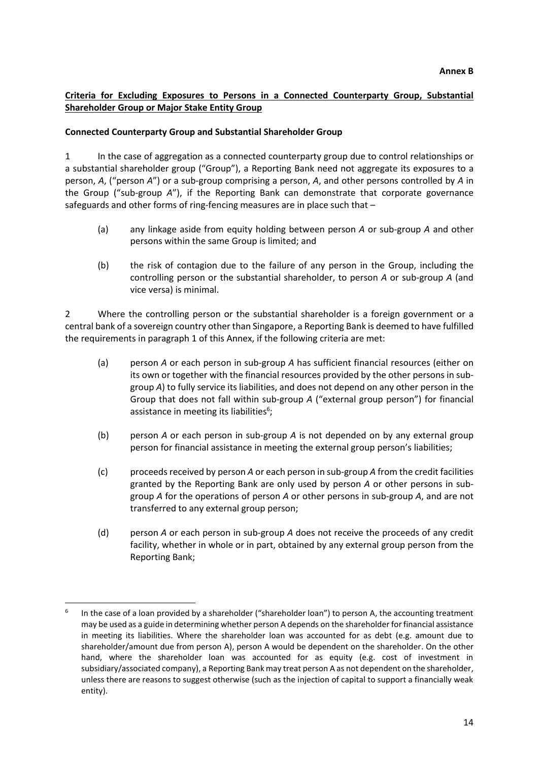**Annex B**

**<u>Criteria for Excluding Exposures to Persons in a Connected Counterparty Group, Substantial Shareholder Group or Major Stake Entity Group</u>**

**Connected Counterparty Group and Substantial Shareholder Group**

1 In the case of aggregation as a connected counterparty group due to control relationships or a substantial shareholder group ("Group"), a Reporting Bank need not aggregate its exposures to a person, *A*, ("person *A*") or a sub-group comprising a person, *A*, and other persons controlled by *A* in the Group ("sub-group *A*"), if the Reporting Bank can demonstrate that corporate governance safeguards and other forms of ring-fencing measures are in place such that –

(a) any linkage aside from equity holding between person *A* or sub-group *A* and other persons within the same Group is limited; and

(b) the risk of contagion due to the failure of any person in the Group, including the controlling person or the substantial shareholder, to person *A* or sub-group *A* (and vice versa) is minimal.

2 Where the controlling person or the substantial shareholder is a foreign government or a central bank of a sovereign country other than Singapore, a Reporting Bank is deemed to have fulfilled the requirements in paragraph 1 of this Annex, if the following criteria are met:

(a) person *A* or each person in sub-group *A* has sufficient financial resources (either on its own or together with the financial resources provided by the other persons in sub-group *A*) to fully service its liabilities, and does not depend on any other person in the Group that does not fall within sub-group *A* ("external group person") for financial assistance in meeting its liabilities[6];

(b) person *A* or each person in sub-group *A* is not depended on by any external group person for financial assistance in meeting the external group person's liabilities;

(c) proceeds received by person *A* or each person in sub-group *A* from the credit facilities granted by the Reporting Bank are only used by person *A* or other persons in sub-group *A* for the operations of person *A* or other persons in sub-group *A*, and are not transferred to any external group person;

(d) person *A* or each person in sub-group *A* does not receive the proceeds of any credit facility, whether in whole or in part, obtained by any external group person from the Reporting Bank;

---

[6] In the case of a loan provided by a shareholder ("shareholder loan") to person A, the accounting treatment may be used as a guide in determining whether person A depends on the shareholder for financial assistance in meeting its liabilities. Where the shareholder loan was accounted for as debt (e.g. amount due to shareholder/amount due from person A), person A would be dependent on the shareholder. On the other hand, where the shareholder loan was accounted for as equity (e.g. cost of investment in subsidiary/associated company), a Reporting Bank may treat person A as not dependent on the shareholder, unless there are reasons to suggest otherwise (such as the injection of capital to support a financially weak entity).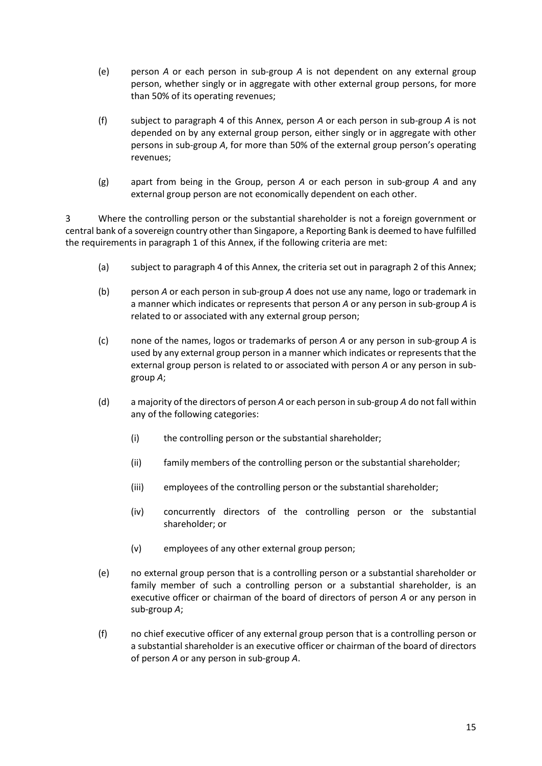(e) person *A* or each person in sub-group *A* is not dependent on any external group person, whether singly or in aggregate with other external group persons, for more than 50% of its operating revenues;

(f) subject to paragraph 4 of this Annex, person *A* or each person in sub-group *A* is not depended on by any external group person, either singly or in aggregate with other persons in sub-group *A*, for more than 50% of the external group person's operating revenues;

(g) apart from being in the Group, person *A* or each person in sub-group *A* and any external group person are not economically dependent on each other.

3 Where the controlling person or the substantial shareholder is not a foreign government or central bank of a sovereign country other than Singapore, a Reporting Bank is deemed to have fulfilled the requirements in paragraph 1 of this Annex, if the following criteria are met:

(a) subject to paragraph 4 of this Annex, the criteria set out in paragraph 2 of this Annex;

(b) person *A* or each person in sub-group *A* does not use any name, logo or trademark in a manner which indicates or represents that person *A* or any person in sub-group *A* is related to or associated with any external group person;

(c) none of the names, logos or trademarks of person *A* or any person in sub-group *A* is used by any external group person in a manner which indicates or represents that the external group person is related to or associated with person *A* or any person in sub-group *A*;

(d) a majority of the directors of person *A* or each person in sub-group *A* do not fall within any of the following categories:

 (i) the controlling person or the substantial shareholder;

 (ii) family members of the controlling person or the substantial shareholder;

 (iii) employees of the controlling person or the substantial shareholder;

 (iv) concurrently directors of the controlling person or the substantial shareholder; or

 (v) employees of any other external group person;

(e) no external group person that is a controlling person or a substantial shareholder or family member of such a controlling person or a substantial shareholder, is an executive officer or chairman of the board of directors of person *A* or any person in sub-group *A*;

(f) no chief executive officer of any external group person that is a controlling person or a substantial shareholder is an executive officer or chairman of the board of directors of person *A* or any person in sub-group *A*.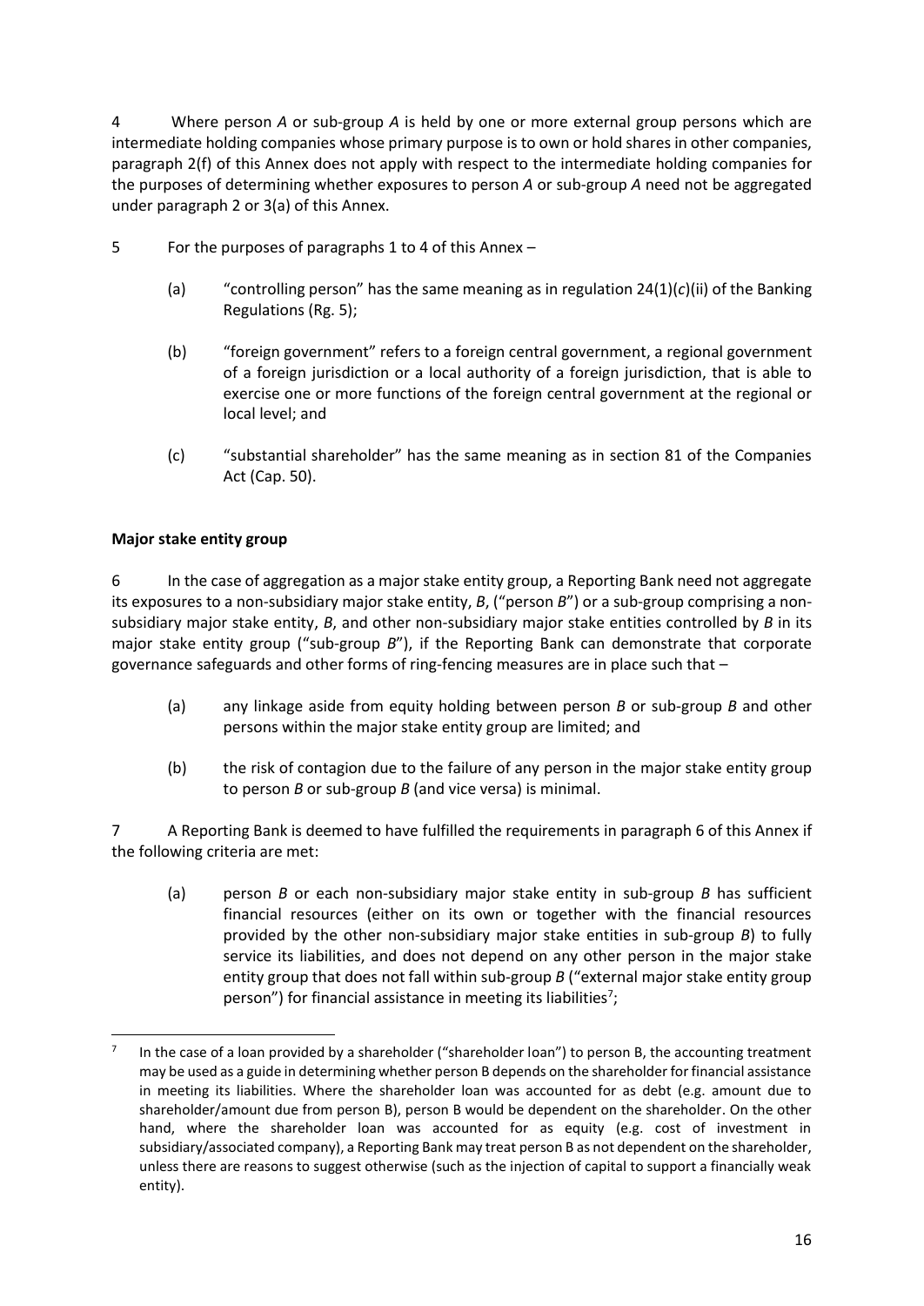4 Where person *A* or sub-group *A* is held by one or more external group persons which are intermediate holding companies whose primary purpose is to own or hold shares in other companies, paragraph 2(f) of this Annex does not apply with respect to the intermediate holding companies for the purposes of determining whether exposures to person *A* or sub-group *A* need not be aggregated under paragraph 2 or 3(a) of this Annex.

5 For the purposes of paragraphs 1 to 4 of this Annex –

(a) "controlling person" has the same meaning as in regulation 24(1)(*c*)(ii) of the Banking Regulations (Rg. 5);

(b) "foreign government" refers to a foreign central government, a regional government of a foreign jurisdiction or a local authority of a foreign jurisdiction, that is able to exercise one or more functions of the foreign central government at the regional or local level; and

(c) "substantial shareholder" has the same meaning as in section 81 of the Companies Act (Cap. 50).

**Major stake entity group**

6 In the case of aggregation as a major stake entity group, a Reporting Bank need not aggregate its exposures to a non-subsidiary major stake entity, *B*, ("person *B*") or a sub-group comprising a non-subsidiary major stake entity, *B*, and other non-subsidiary major stake entities controlled by *B* in its major stake entity group ("sub-group *B*"), if the Reporting Bank can demonstrate that corporate governance safeguards and other forms of ring-fencing measures are in place such that –

(a) any linkage aside from equity holding between person *B* or sub-group *B* and other persons within the major stake entity group are limited; and

(b) the risk of contagion due to the failure of any person in the major stake entity group to person *B* or sub-group *B* (and vice versa) is minimal.

7 A Reporting Bank is deemed to have fulfilled the requirements in paragraph 6 of this Annex if the following criteria are met:

(a) person *B* or each non-subsidiary major stake entity in sub-group *B* has sufficient financial resources (either on its own or together with the financial resources provided by the other non-subsidiary major stake entities in sub-group *B*) to fully service its liabilities, and does not depend on any other person in the major stake entity group that does not fall within sub-group *B* ("external major stake entity group person") for financial assistance in meeting its liabilities[7];

[7] In the case of a loan provided by a shareholder ("shareholder loan") to person B, the accounting treatment may be used as a guide in determining whether person B depends on the shareholder for financial assistance in meeting its liabilities. Where the shareholder loan was accounted for as debt (e.g. amount due to shareholder/amount due from person B), person B would be dependent on the shareholder. On the other hand, where the shareholder loan was accounted for as equity (e.g. cost of investment in subsidiary/associated company), a Reporting Bank may treat person B as not dependent on the shareholder, unless there are reasons to suggest otherwise (such as the injection of capital to support a financially weak entity).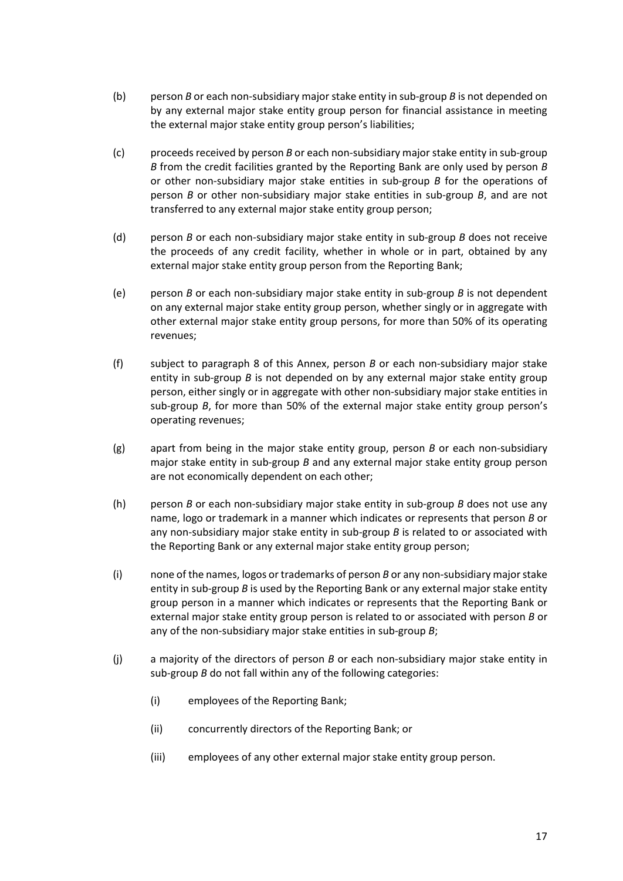(b) person *B* or each non-subsidiary major stake entity in sub-group *B* is not depended on by any external major stake entity group person for financial assistance in meeting the external major stake entity group person's liabilities;

(c) proceeds received by person *B* or each non-subsidiary major stake entity in sub-group *B* from the credit facilities granted by the Reporting Bank are only used by person *B* or other non-subsidiary major stake entities in sub-group *B* for the operations of person *B* or other non-subsidiary major stake entities in sub-group *B*, and are not transferred to any external major stake entity group person;

(d) person *B* or each non-subsidiary major stake entity in sub-group *B* does not receive the proceeds of any credit facility, whether in whole or in part, obtained by any external major stake entity group person from the Reporting Bank;

(e) person *B* or each non-subsidiary major stake entity in sub-group *B* is not dependent on any external major stake entity group person, whether singly or in aggregate with other external major stake entity group persons, for more than 50% of its operating revenues;

(f) subject to paragraph 8 of this Annex, person *B* or each non-subsidiary major stake entity in sub-group *B* is not depended on by any external major stake entity group person, either singly or in aggregate with other non-subsidiary major stake entities in sub-group *B*, for more than 50% of the external major stake entity group person's operating revenues;

(g) apart from being in the major stake entity group, person *B* or each non-subsidiary major stake entity in sub-group *B* and any external major stake entity group person are not economically dependent on each other;

(h) person *B* or each non-subsidiary major stake entity in sub-group *B* does not use any name, logo or trademark in a manner which indicates or represents that person *B* or any non-subsidiary major stake entity in sub-group *B* is related to or associated with the Reporting Bank or any external major stake entity group person;

(i) none of the names, logos or trademarks of person *B* or any non-subsidiary major stake entity in sub-group *B* is used by the Reporting Bank or any external major stake entity group person in a manner which indicates or represents that the Reporting Bank or external major stake entity group person is related to or associated with person *B* or any of the non-subsidiary major stake entities in sub-group *B*;

(j) a majority of the directors of person *B* or each non-subsidiary major stake entity in sub-group *B* do not fall within any of the following categories:

   (i) employees of the Reporting Bank;

   (ii) concurrently directors of the Reporting Bank; or

   (iii) employees of any other external major stake entity group person.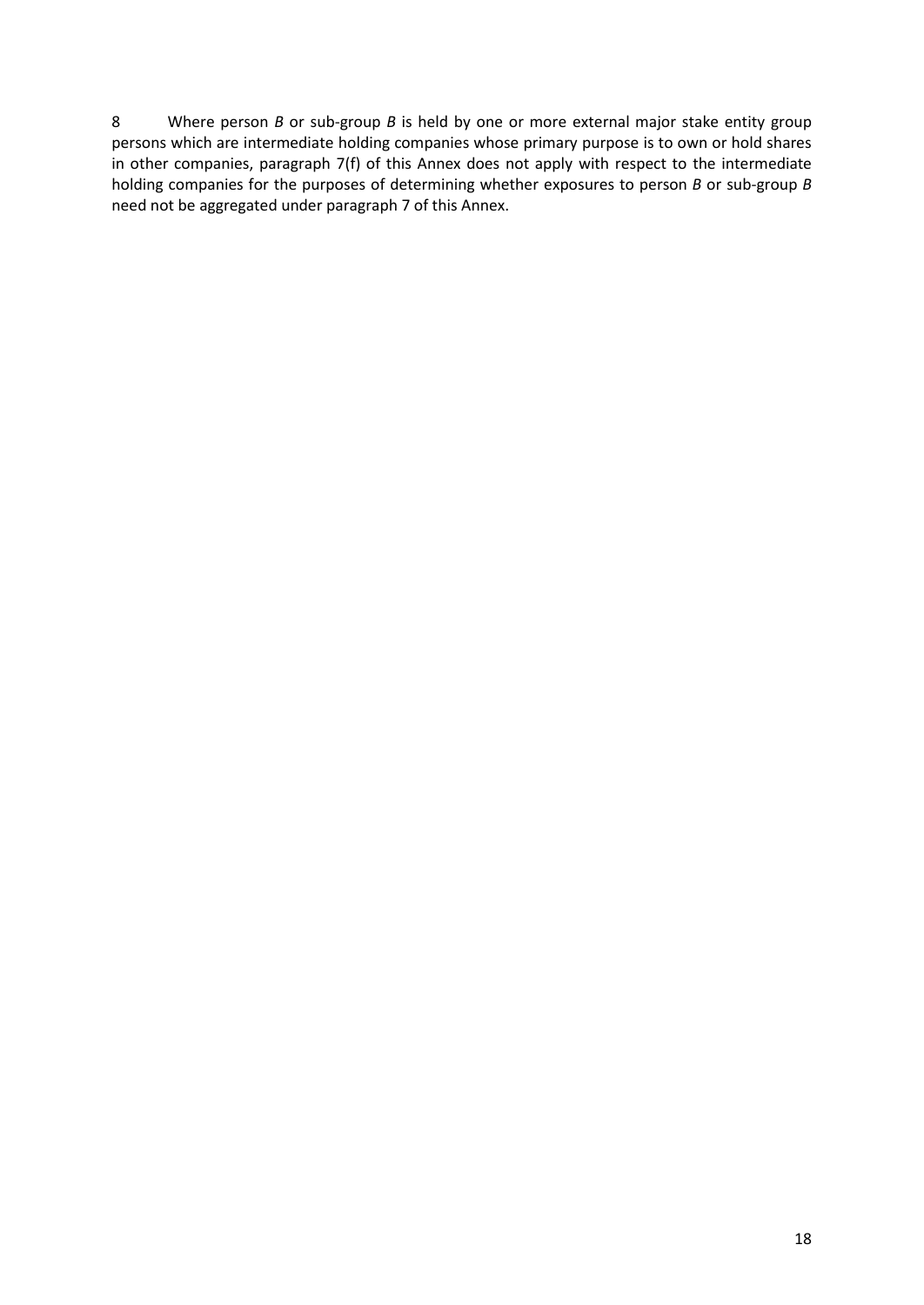8 Where person *B* or sub-group *B* is held by one or more external major stake entity group persons which are intermediate holding companies whose primary purpose is to own or hold shares in other companies, paragraph 7(f) of this Annex does not apply with respect to the intermediate holding companies for the purposes of determining whether exposures to person *B* or sub-group *B* need not be aggregated under paragraph 7 of this Annex.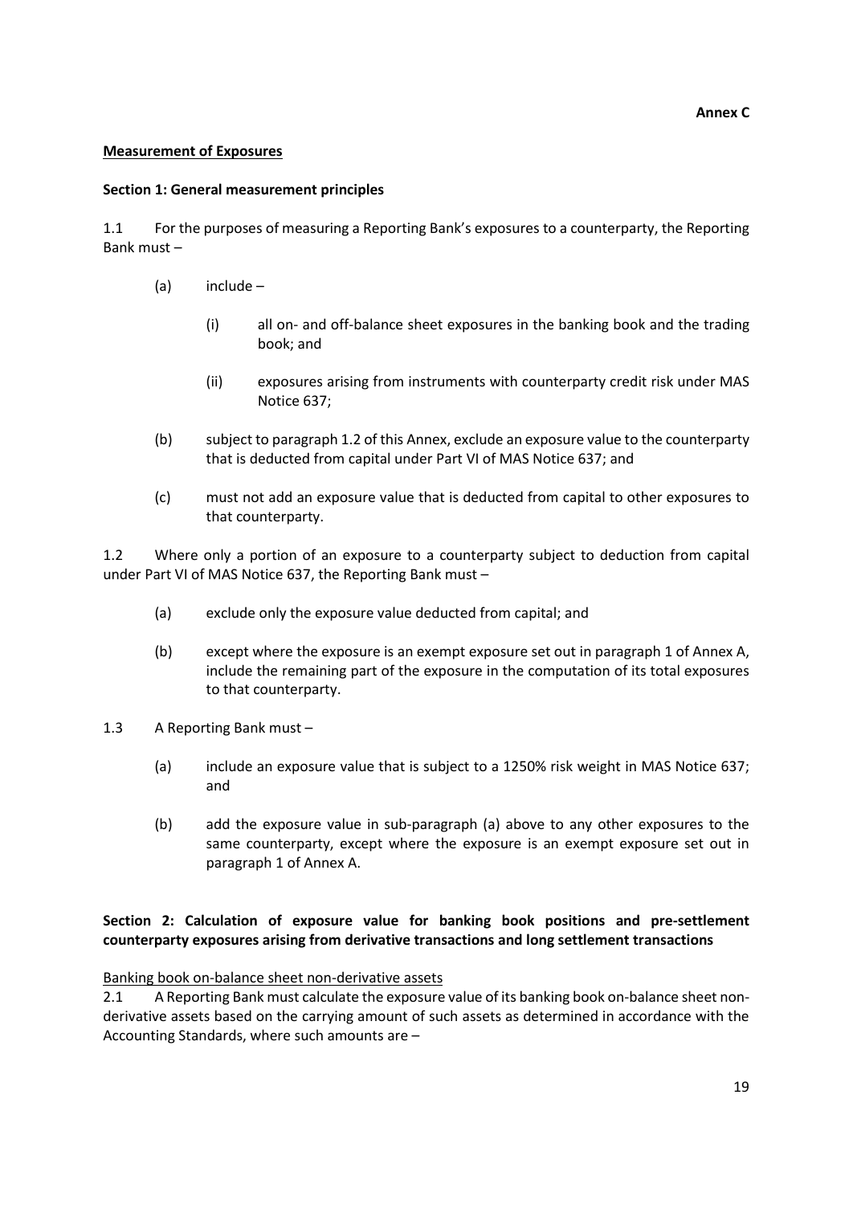**Annex C**

## Measurement of Exposures

### Section 1: General measurement principles

1.1 For the purposes of measuring a Reporting Bank's exposures to a counterparty, the Reporting Bank must –

- (a) include –
  - (i) all on- and off-balance sheet exposures in the banking book and the trading book; and
  - (ii) exposures arising from instruments with counterparty credit risk under MAS Notice 637;
- (b) subject to paragraph 1.2 of this Annex, exclude an exposure value to the counterparty that is deducted from capital under Part VI of MAS Notice 637; and
- (c) must not add an exposure value that is deducted from capital to other exposures to that counterparty.

1.2 Where only a portion of an exposure to a counterparty subject to deduction from capital under Part VI of MAS Notice 637, the Reporting Bank must –

- (a) exclude only the exposure value deducted from capital; and
- (b) except where the exposure is an exempt exposure set out in paragraph 1 of Annex A, include the remaining part of the exposure in the computation of its total exposures to that counterparty.

1.3 A Reporting Bank must –

- (a) include an exposure value that is subject to a 1250% risk weight in MAS Notice 637; and
- (b) add the exposure value in sub-paragraph (a) above to any other exposures to the same counterparty, except where the exposure is an exempt exposure set out in paragraph 1 of Annex A.

### Section 2: Calculation of exposure value for banking book positions and pre-settlement counterparty exposures arising from derivative transactions and long settlement transactions

Banking book on-balance sheet non-derivative assets

2.1 A Reporting Bank must calculate the exposure value of its banking book on-balance sheet non-derivative assets based on the carrying amount of such assets as determined in accordance with the Accounting Standards, where such amounts are –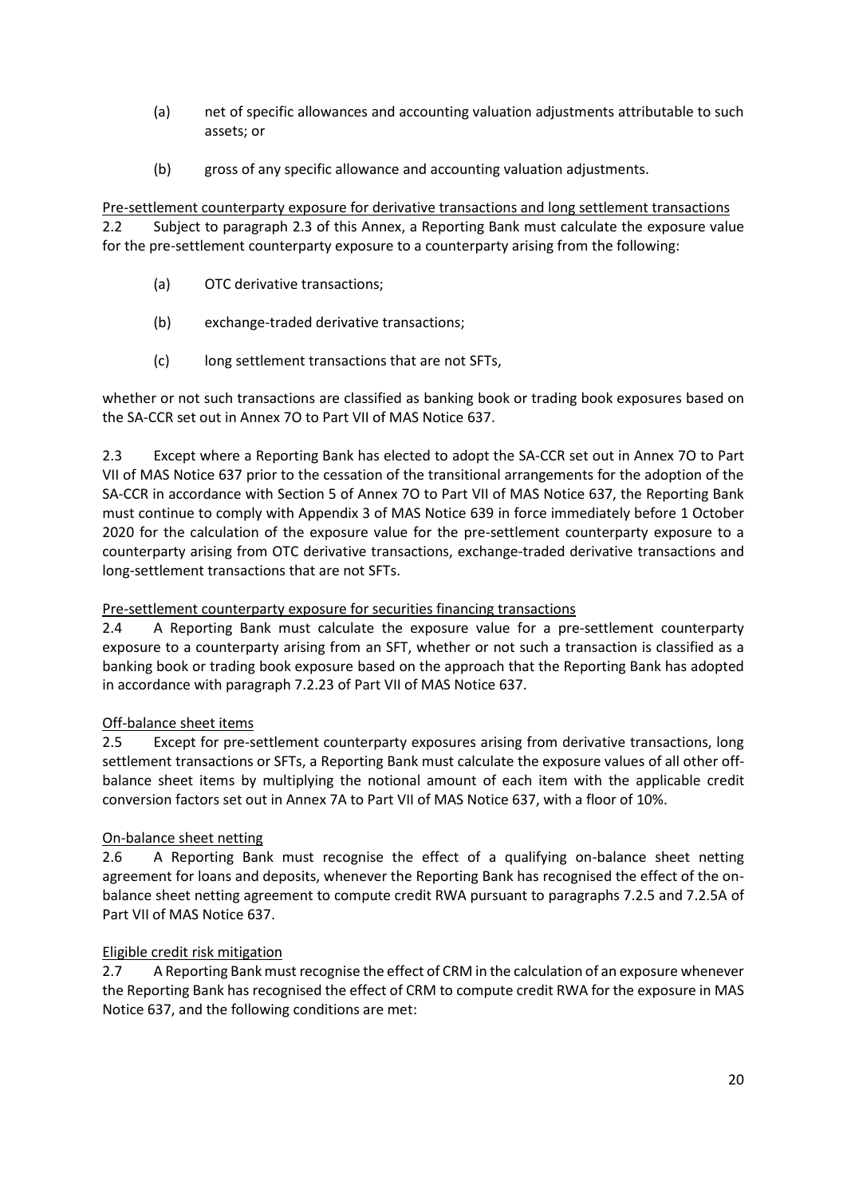(a) net of specific allowances and accounting valuation adjustments attributable to such assets; or

(b) gross of any specific allowance and accounting valuation adjustments.

Pre-settlement counterparty exposure for derivative transactions and long settlement transactions

2.2 Subject to paragraph 2.3 of this Annex, a Reporting Bank must calculate the exposure value for the pre-settlement counterparty exposure to a counterparty arising from the following:

(a) OTC derivative transactions;

(b) exchange-traded derivative transactions;

(c) long settlement transactions that are not SFTs,

whether or not such transactions are classified as banking book or trading book exposures based on the SA-CCR set out in Annex 7O to Part VII of MAS Notice 637.

2.3 Except where a Reporting Bank has elected to adopt the SA-CCR set out in Annex 7O to Part VII of MAS Notice 637 prior to the cessation of the transitional arrangements for the adoption of the SA-CCR in accordance with Section 5 of Annex 7O to Part VII of MAS Notice 637, the Reporting Bank must continue to comply with Appendix 3 of MAS Notice 639 in force immediately before 1 October 2020 for the calculation of the exposure value for the pre-settlement counterparty exposure to a counterparty arising from OTC derivative transactions, exchange-traded derivative transactions and long-settlement transactions that are not SFTs.

Pre-settlement counterparty exposure for securities financing transactions

2.4 A Reporting Bank must calculate the exposure value for a pre-settlement counterparty exposure to a counterparty arising from an SFT, whether or not such a transaction is classified as a banking book or trading book exposure based on the approach that the Reporting Bank has adopted in accordance with paragraph 7.2.23 of Part VII of MAS Notice 637.

Off-balance sheet items

2.5 Except for pre-settlement counterparty exposures arising from derivative transactions, long settlement transactions or SFTs, a Reporting Bank must calculate the exposure values of all other off-balance sheet items by multiplying the notional amount of each item with the applicable credit conversion factors set out in Annex 7A to Part VII of MAS Notice 637, with a floor of 10%.

On-balance sheet netting

2.6 A Reporting Bank must recognise the effect of a qualifying on-balance sheet netting agreement for loans and deposits, whenever the Reporting Bank has recognised the effect of the on-balance sheet netting agreement to compute credit RWA pursuant to paragraphs 7.2.5 and 7.2.5A of Part VII of MAS Notice 637.

Eligible credit risk mitigation

2.7 A Reporting Bank must recognise the effect of CRM in the calculation of an exposure whenever the Reporting Bank has recognised the effect of CRM to compute credit RWA for the exposure in MAS Notice 637, and the following conditions are met: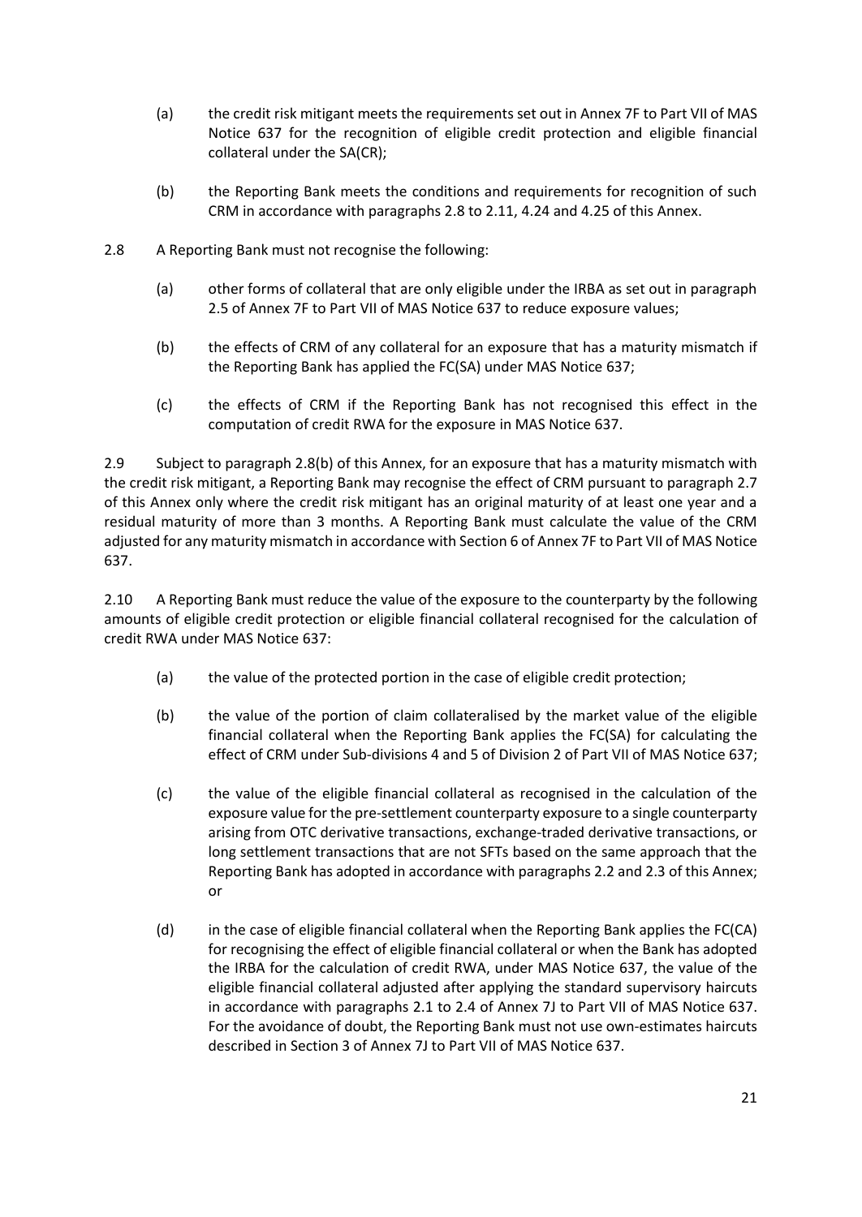(a) the credit risk mitigant meets the requirements set out in Annex 7F to Part VII of MAS Notice 637 for the recognition of eligible credit protection and eligible financial collateral under the SA(CR);

(b) the Reporting Bank meets the conditions and requirements for recognition of such CRM in accordance with paragraphs 2.8 to 2.11, 4.24 and 4.25 of this Annex.

2.8 A Reporting Bank must not recognise the following:

(a) other forms of collateral that are only eligible under the IRBA as set out in paragraph 2.5 of Annex 7F to Part VII of MAS Notice 637 to reduce exposure values;

(b) the effects of CRM of any collateral for an exposure that has a maturity mismatch if the Reporting Bank has applied the FC(SA) under MAS Notice 637;

(c) the effects of CRM if the Reporting Bank has not recognised this effect in the computation of credit RWA for the exposure in MAS Notice 637.

2.9 Subject to paragraph 2.8(b) of this Annex, for an exposure that has a maturity mismatch with the credit risk mitigant, a Reporting Bank may recognise the effect of CRM pursuant to paragraph 2.7 of this Annex only where the credit risk mitigant has an original maturity of at least one year and a residual maturity of more than 3 months. A Reporting Bank must calculate the value of the CRM adjusted for any maturity mismatch in accordance with Section 6 of Annex 7F to Part VII of MAS Notice 637.

2.10 A Reporting Bank must reduce the value of the exposure to the counterparty by the following amounts of eligible credit protection or eligible financial collateral recognised for the calculation of credit RWA under MAS Notice 637:

(a) the value of the protected portion in the case of eligible credit protection;

(b) the value of the portion of claim collateralised by the market value of the eligible financial collateral when the Reporting Bank applies the FC(SA) for calculating the effect of CRM under Sub-divisions 4 and 5 of Division 2 of Part VII of MAS Notice 637;

(c) the value of the eligible financial collateral as recognised in the calculation of the exposure value for the pre-settlement counterparty exposure to a single counterparty arising from OTC derivative transactions, exchange-traded derivative transactions, or long settlement transactions that are not SFTs based on the same approach that the Reporting Bank has adopted in accordance with paragraphs 2.2 and 2.3 of this Annex; or

(d) in the case of eligible financial collateral when the Reporting Bank applies the FC(CA) for recognising the effect of eligible financial collateral or when the Bank has adopted the IRBA for the calculation of credit RWA, under MAS Notice 637, the value of the eligible financial collateral adjusted after applying the standard supervisory haircuts in accordance with paragraphs 2.1 to 2.4 of Annex 7J to Part VII of MAS Notice 637. For the avoidance of doubt, the Reporting Bank must not use own-estimates haircuts described in Section 3 of Annex 7J to Part VII of MAS Notice 637.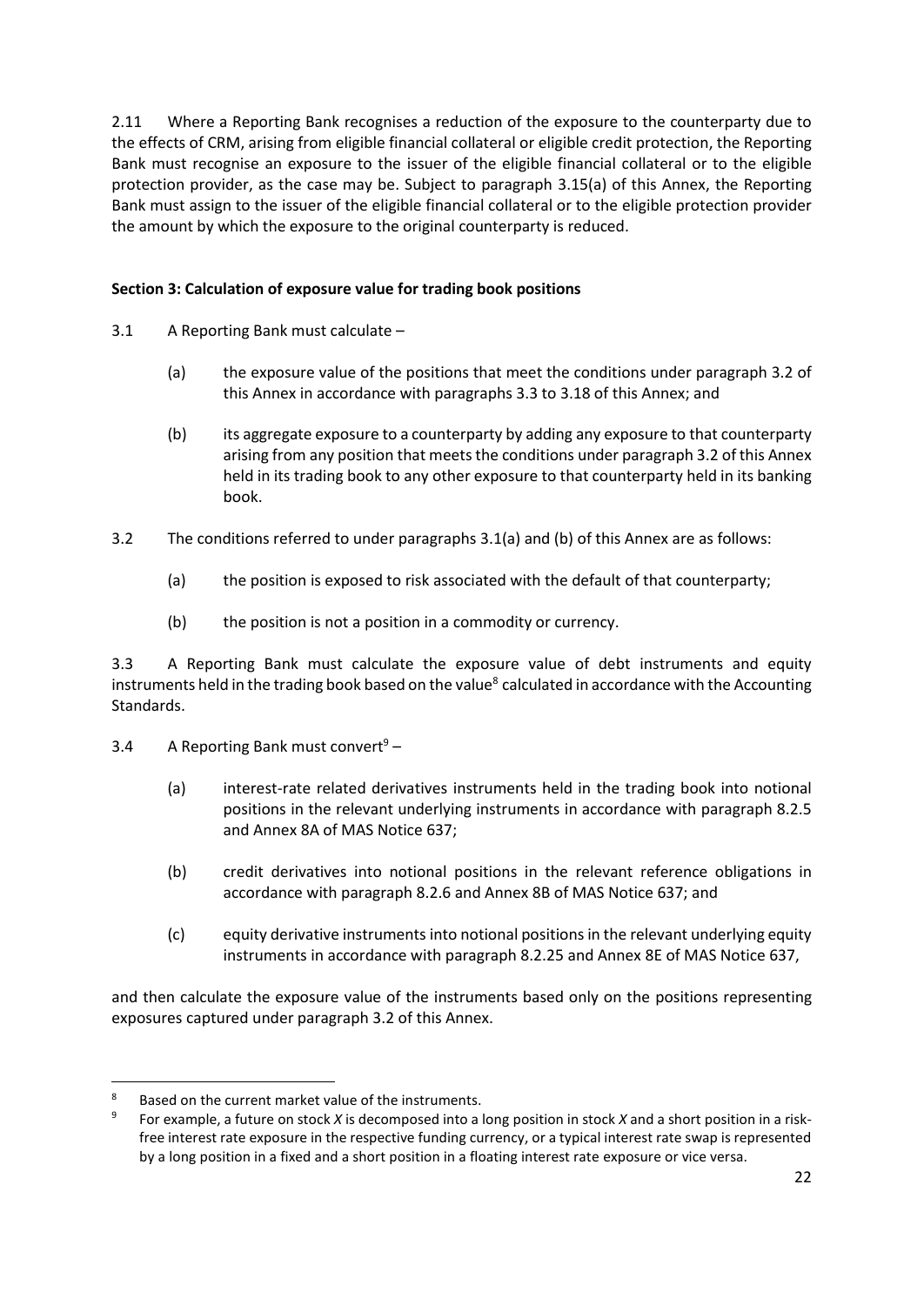2.11 Where a Reporting Bank recognises a reduction of the exposure to the counterparty due to the effects of CRM, arising from eligible financial collateral or eligible credit protection, the Reporting Bank must recognise an exposure to the issuer of the eligible financial collateral or to the eligible protection provider, as the case may be. Subject to paragraph 3.15(a) of this Annex, the Reporting Bank must assign to the issuer of the eligible financial collateral or to the eligible protection provider the amount by which the exposure to the original counterparty is reduced.

**Section 3: Calculation of exposure value for trading book positions**

3.1 A Reporting Bank must calculate –

(a) the exposure value of the positions that meet the conditions under paragraph 3.2 of this Annex in accordance with paragraphs 3.3 to 3.18 of this Annex; and

(b) its aggregate exposure to a counterparty by adding any exposure to that counterparty arising from any position that meets the conditions under paragraph 3.2 of this Annex held in its trading book to any other exposure to that counterparty held in its banking book.

3.2 The conditions referred to under paragraphs 3.1(a) and (b) of this Annex are as follows:

(a) the position is exposed to risk associated with the default of that counterparty;

(b) the position is not a position in a commodity or currency.

3.3 A Reporting Bank must calculate the exposure value of debt instruments and equity instruments held in the trading book based on the value[8] calculated in accordance with the Accounting Standards.

3.4 A Reporting Bank must convert[9] –

(a) interest-rate related derivatives instruments held in the trading book into notional positions in the relevant underlying instruments in accordance with paragraph 8.2.5 and Annex 8A of MAS Notice 637;

(b) credit derivatives into notional positions in the relevant reference obligations in accordance with paragraph 8.2.6 and Annex 8B of MAS Notice 637; and

(c) equity derivative instruments into notional positions in the relevant underlying equity instruments in accordance with paragraph 8.2.25 and Annex 8E of MAS Notice 637,

and then calculate the exposure value of the instruments based only on the positions representing exposures captured under paragraph 3.2 of this Annex.

---

[8] Based on the current market value of the instruments.

[9] For example, a future on stock *X* is decomposed into a long position in stock *X* and a short position in a risk-free interest rate exposure in the respective funding currency, or a typical interest rate swap is represented by a long position in a fixed and a short position in a floating interest rate exposure or vice versa.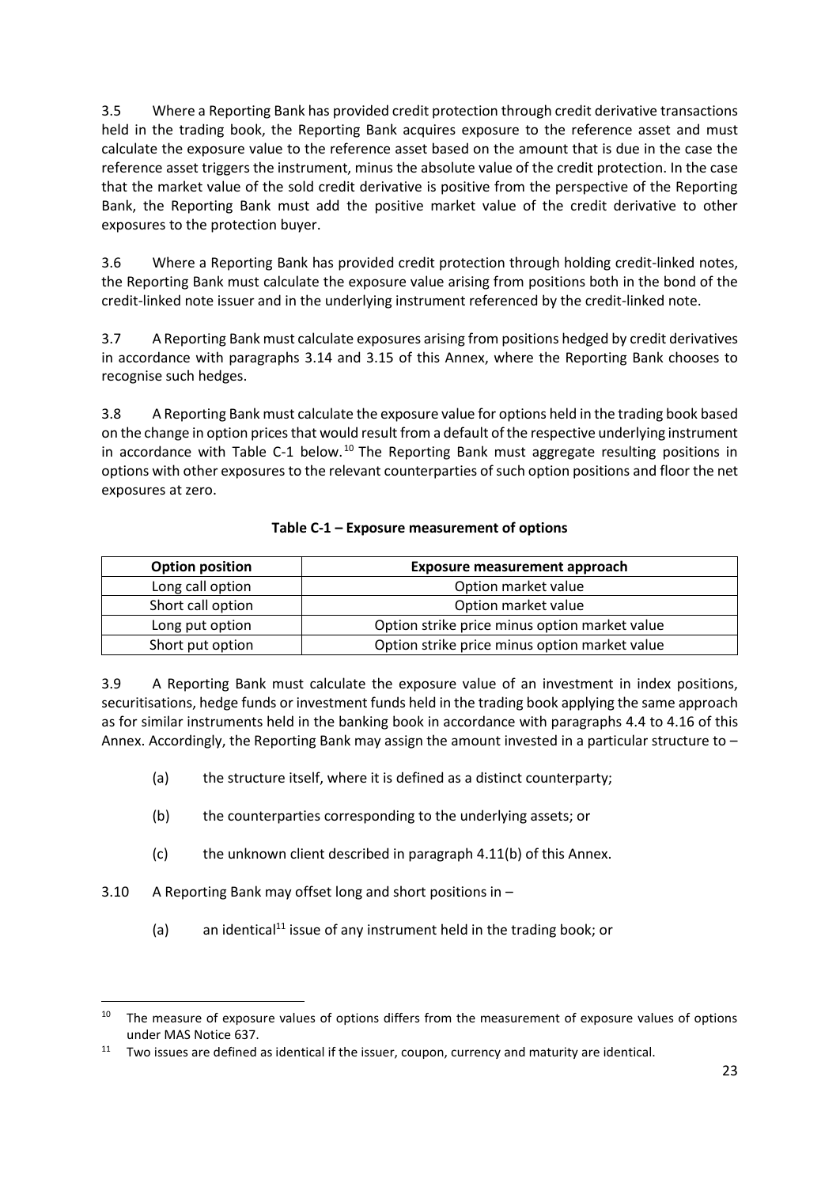3.5 Where a Reporting Bank has provided credit protection through credit derivative transactions held in the trading book, the Reporting Bank acquires exposure to the reference asset and must calculate the exposure value to the reference asset based on the amount that is due in the case the reference asset triggers the instrument, minus the absolute value of the credit protection. In the case that the market value of the sold credit derivative is positive from the perspective of the Reporting Bank, the Reporting Bank must add the positive market value of the credit derivative to other exposures to the protection buyer.

3.6 Where a Reporting Bank has provided credit protection through holding credit-linked notes, the Reporting Bank must calculate the exposure value arising from positions both in the bond of the credit-linked note issuer and in the underlying instrument referenced by the credit-linked note.

3.7 A Reporting Bank must calculate exposures arising from positions hedged by credit derivatives in accordance with paragraphs 3.14 and 3.15 of this Annex, where the Reporting Bank chooses to recognise such hedges.

3.8 A Reporting Bank must calculate the exposure value for options held in the trading book based on the change in option prices that would result from a default of the respective underlying instrument in accordance with Table C-1 below.[10] The Reporting Bank must aggregate resulting positions in options with other exposures to the relevant counterparties of such option positions and floor the net exposures at zero.

**Table C-1 – Exposure measurement of options**

| Option position | Exposure measurement approach |
| --- | --- |
| Long call option | Option market value |
| Short call option | Option market value |
| Long put option | Option strike price minus option market value |
| Short put option | Option strike price minus option market value |

3.9 A Reporting Bank must calculate the exposure value of an investment in index positions, securitisations, hedge funds or investment funds held in the trading book applying the same approach as for similar instruments held in the banking book in accordance with paragraphs 4.4 to 4.16 of this Annex. Accordingly, the Reporting Bank may assign the amount invested in a particular structure to –

(a) the structure itself, where it is defined as a distinct counterparty;

(b) the counterparties corresponding to the underlying assets; or

(c) the unknown client described in paragraph 4.11(b) of this Annex.

3.10 A Reporting Bank may offset long and short positions in –

(a) an identical[11] issue of any instrument held in the trading book; or

---

[10] The measure of exposure values of options differs from the measurement of exposure values of options under MAS Notice 637.

[11] Two issues are defined as identical if the issuer, coupon, currency and maturity are identical.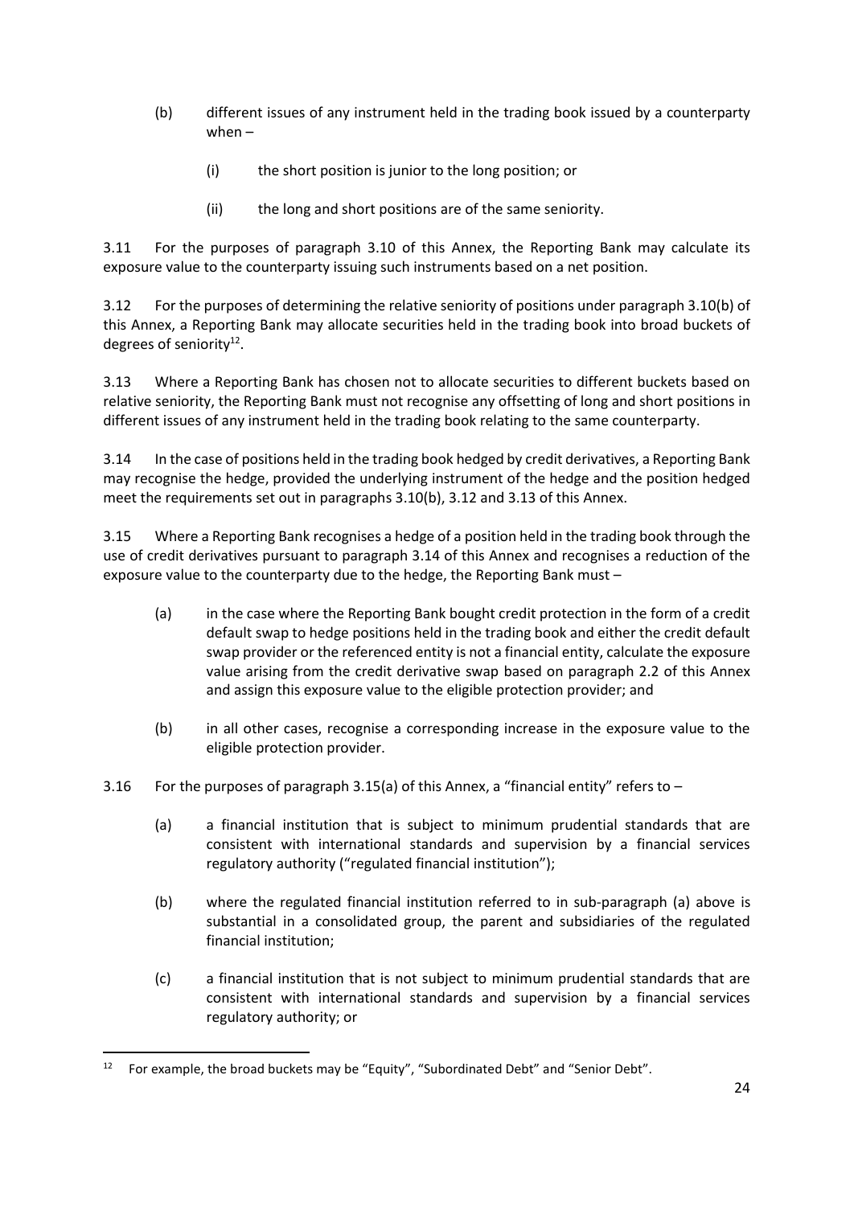(b) different issues of any instrument held in the trading book issued by a counterparty when –

   (i) the short position is junior to the long position; or

   (ii) the long and short positions are of the same seniority.

3.11 For the purposes of paragraph 3.10 of this Annex, the Reporting Bank may calculate its exposure value to the counterparty issuing such instruments based on a net position.

3.12 For the purposes of determining the relative seniority of positions under paragraph 3.10(b) of this Annex, a Reporting Bank may allocate securities held in the trading book into broad buckets of degrees of seniority[12].

3.13 Where a Reporting Bank has chosen not to allocate securities to different buckets based on relative seniority, the Reporting Bank must not recognise any offsetting of long and short positions in different issues of any instrument held in the trading book relating to the same counterparty.

3.14 In the case of positions held in the trading book hedged by credit derivatives, a Reporting Bank may recognise the hedge, provided the underlying instrument of the hedge and the position hedged meet the requirements set out in paragraphs 3.10(b), 3.12 and 3.13 of this Annex.

3.15 Where a Reporting Bank recognises a hedge of a position held in the trading book through the use of credit derivatives pursuant to paragraph 3.14 of this Annex and recognises a reduction of the exposure value to the counterparty due to the hedge, the Reporting Bank must –

(a) in the case where the Reporting Bank bought credit protection in the form of a credit default swap to hedge positions held in the trading book and either the credit default swap provider or the referenced entity is not a financial entity, calculate the exposure value arising from the credit derivative swap based on paragraph 2.2 of this Annex and assign this exposure value to the eligible protection provider; and

(b) in all other cases, recognise a corresponding increase in the exposure value to the eligible protection provider.

3.16 For the purposes of paragraph 3.15(a) of this Annex, a "financial entity" refers to –

(a) a financial institution that is subject to minimum prudential standards that are consistent with international standards and supervision by a financial services regulatory authority ("regulated financial institution");

(b) where the regulated financial institution referred to in sub-paragraph (a) above is substantial in a consolidated group, the parent and subsidiaries of the regulated financial institution;

(c) a financial institution that is not subject to minimum prudential standards that are consistent with international standards and supervision by a financial services regulatory authority; or

---

[12] For example, the broad buckets may be "Equity", "Subordinated Debt" and "Senior Debt".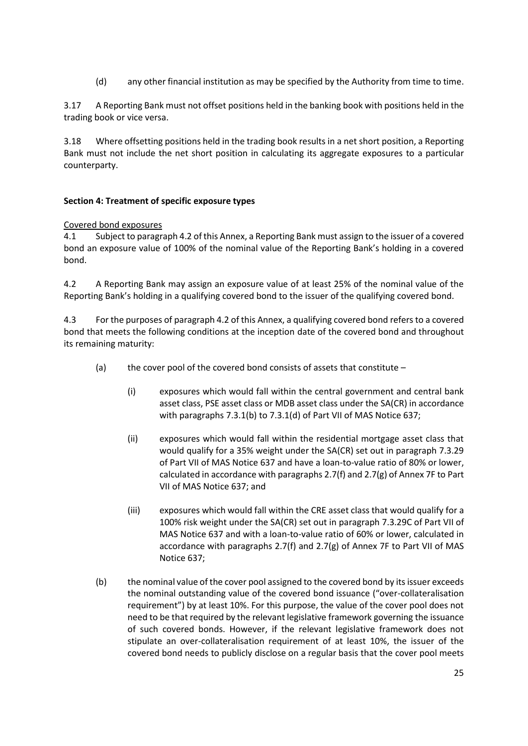(d) any other financial institution as may be specified by the Authority from time to time.

3.17 A Reporting Bank must not offset positions held in the banking book with positions held in the trading book or vice versa.

3.18 Where offsetting positions held in the trading book results in a net short position, a Reporting Bank must not include the net short position in calculating its aggregate exposures to a particular counterparty.

**Section 4: Treatment of specific exposure types**

Covered bond exposures

4.1 Subject to paragraph 4.2 of this Annex, a Reporting Bank must assign to the issuer of a covered bond an exposure value of 100% of the nominal value of the Reporting Bank's holding in a covered bond.

4.2 A Reporting Bank may assign an exposure value of at least 25% of the nominal value of the Reporting Bank's holding in a qualifying covered bond to the issuer of the qualifying covered bond.

4.3 For the purposes of paragraph 4.2 of this Annex, a qualifying covered bond refers to a covered bond that meets the following conditions at the inception date of the covered bond and throughout its remaining maturity:

(a) the cover pool of the covered bond consists of assets that constitute –

(i) exposures which would fall within the central government and central bank asset class, PSE asset class or MDB asset class under the SA(CR) in accordance with paragraphs 7.3.1(b) to 7.3.1(d) of Part VII of MAS Notice 637;

(ii) exposures which would fall within the residential mortgage asset class that would qualify for a 35% weight under the SA(CR) set out in paragraph 7.3.29 of Part VII of MAS Notice 637 and have a loan-to-value ratio of 80% or lower, calculated in accordance with paragraphs 2.7(f) and 2.7(g) of Annex 7F to Part VII of MAS Notice 637; and

(iii) exposures which would fall within the CRE asset class that would qualify for a 100% risk weight under the SA(CR) set out in paragraph 7.3.29C of Part VII of MAS Notice 637 and with a loan-to-value ratio of 60% or lower, calculated in accordance with paragraphs 2.7(f) and 2.7(g) of Annex 7F to Part VII of MAS Notice 637;

(b) the nominal value of the cover pool assigned to the covered bond by its issuer exceeds the nominal outstanding value of the covered bond issuance ("over-collateralisation requirement") by at least 10%. For this purpose, the value of the cover pool does not need to be that required by the relevant legislative framework governing the issuance of such covered bonds. However, if the relevant legislative framework does not stipulate an over-collateralisation requirement of at least 10%, the issuer of the covered bond needs to publicly disclose on a regular basis that the cover pool meets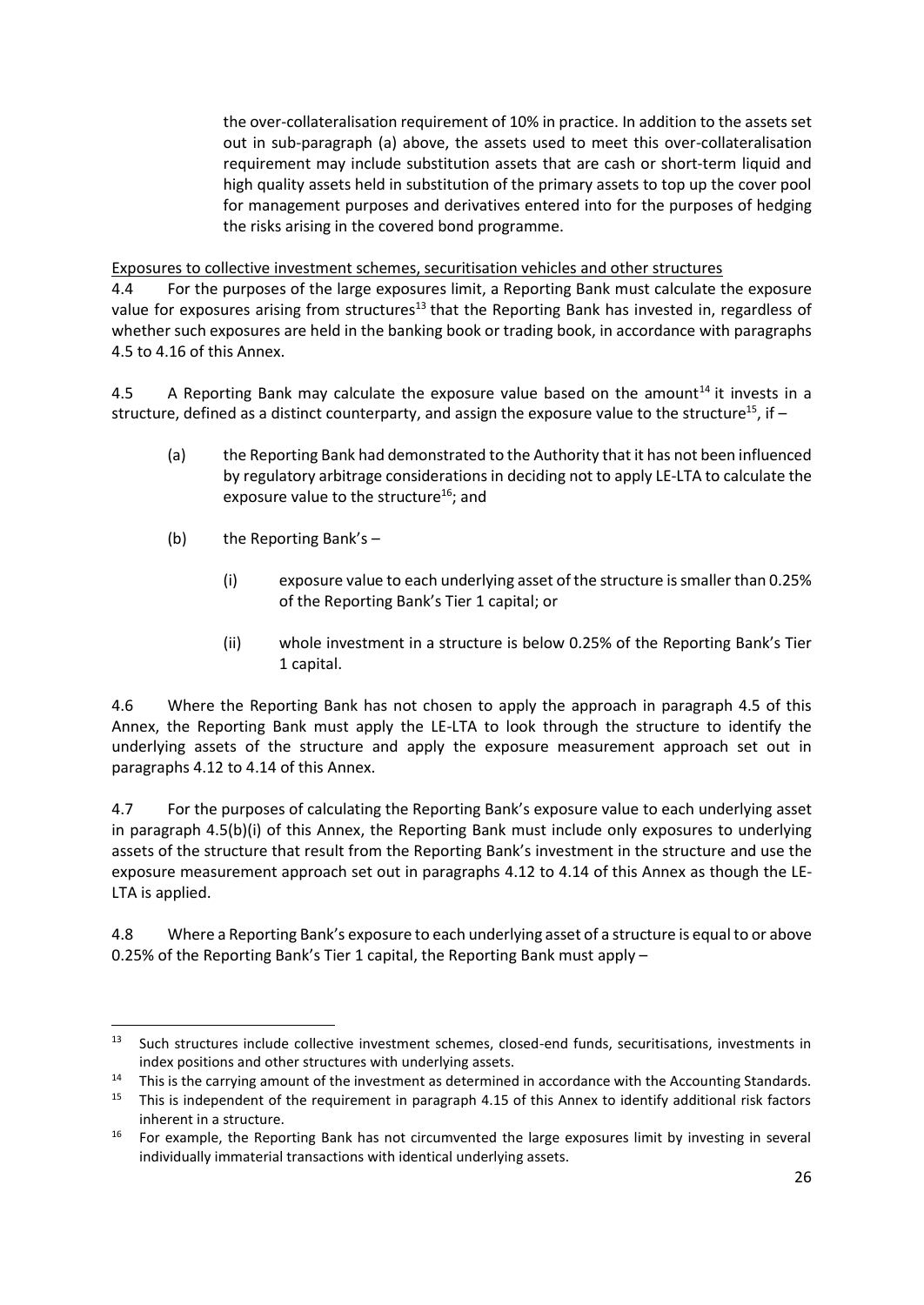the over-collateralisation requirement of 10% in practice. In addition to the assets set out in sub-paragraph (a) above, the assets used to meet this over-collateralisation requirement may include substitution assets that are cash or short-term liquid and high quality assets held in substitution of the primary assets to top up the cover pool for management purposes and derivatives entered into for the purposes of hedging the risks arising in the covered bond programme.

Exposures to collective investment schemes, securitisation vehicles and other structures

4.4 For the purposes of the large exposures limit, a Reporting Bank must calculate the exposure value for exposures arising from structures[13] that the Reporting Bank has invested in, regardless of whether such exposures are held in the banking book or trading book, in accordance with paragraphs 4.5 to 4.16 of this Annex.

4.5 A Reporting Bank may calculate the exposure value based on the amount[14] it invests in a structure, defined as a distinct counterparty, and assign the exposure value to the structure[15], if –

(a) the Reporting Bank had demonstrated to the Authority that it has not been influenced by regulatory arbitrage considerations in deciding not to apply LE-LTA to calculate the exposure value to the structure[16]; and

(b) the Reporting Bank's –

(i) exposure value to each underlying asset of the structure is smaller than 0.25% of the Reporting Bank's Tier 1 capital; or

(ii) whole investment in a structure is below 0.25% of the Reporting Bank's Tier 1 capital.

4.6 Where the Reporting Bank has not chosen to apply the approach in paragraph 4.5 of this Annex, the Reporting Bank must apply the LE-LTA to look through the structure to identify the underlying assets of the structure and apply the exposure measurement approach set out in paragraphs 4.12 to 4.14 of this Annex.

4.7 For the purposes of calculating the Reporting Bank's exposure value to each underlying asset in paragraph 4.5(b)(i) of this Annex, the Reporting Bank must include only exposures to underlying assets of the structure that result from the Reporting Bank's investment in the structure and use the exposure measurement approach set out in paragraphs 4.12 to 4.14 of this Annex as though the LE-LTA is applied.

4.8 Where a Reporting Bank's exposure to each underlying asset of a structure is equal to or above 0.25% of the Reporting Bank's Tier 1 capital, the Reporting Bank must apply –

---

[13] Such structures include collective investment schemes, closed-end funds, securitisations, investments in index positions and other structures with underlying assets.

[14] This is the carrying amount of the investment as determined in accordance with the Accounting Standards.

[15] This is independent of the requirement in paragraph 4.15 of this Annex to identify additional risk factors inherent in a structure.

[16] For example, the Reporting Bank has not circumvented the large exposures limit by investing in several individually immaterial transactions with identical underlying assets.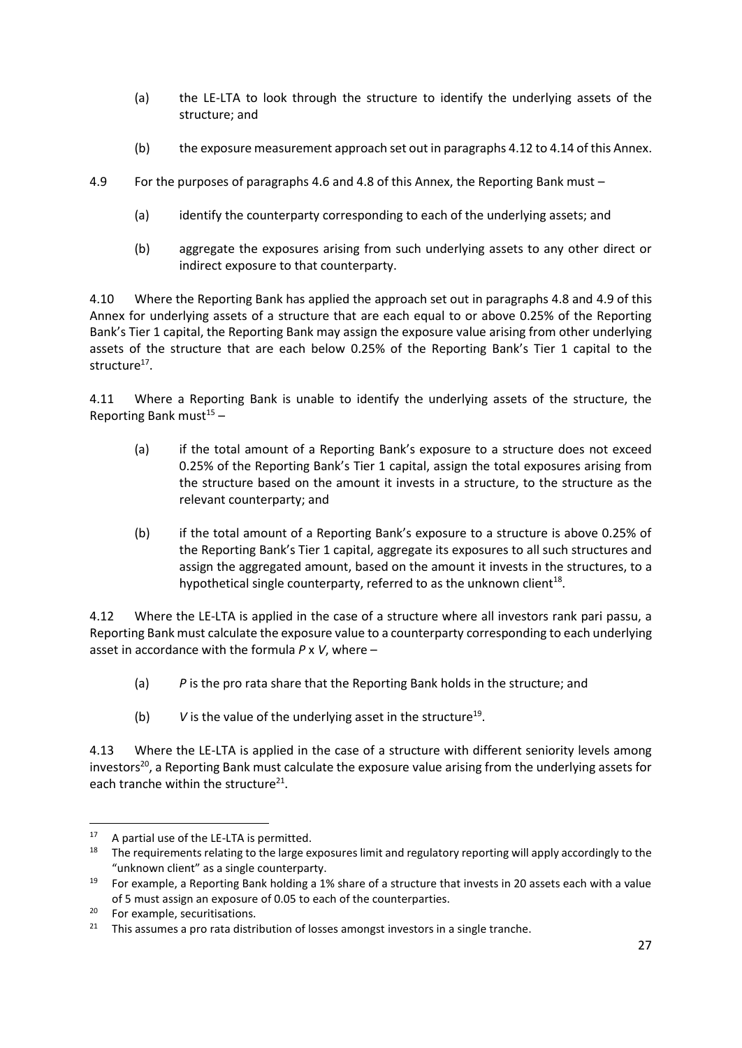(a) the LE-LTA to look through the structure to identify the underlying assets of the structure; and

(b) the exposure measurement approach set out in paragraphs 4.12 to 4.14 of this Annex.

4.9 For the purposes of paragraphs 4.6 and 4.8 of this Annex, the Reporting Bank must –

(a) identify the counterparty corresponding to each of the underlying assets; and

(b) aggregate the exposures arising from such underlying assets to any other direct or indirect exposure to that counterparty.

4.10 Where the Reporting Bank has applied the approach set out in paragraphs 4.8 and 4.9 of this Annex for underlying assets of a structure that are each equal to or above 0.25% of the Reporting Bank's Tier 1 capital, the Reporting Bank may assign the exposure value arising from other underlying assets of the structure that are each below 0.25% of the Reporting Bank's Tier 1 capital to the structure[17].

4.11 Where a Reporting Bank is unable to identify the underlying assets of the structure, the Reporting Bank must[15] –

(a) if the total amount of a Reporting Bank's exposure to a structure does not exceed 0.25% of the Reporting Bank's Tier 1 capital, assign the total exposures arising from the structure based on the amount it invests in a structure, to the structure as the relevant counterparty; and

(b) if the total amount of a Reporting Bank's exposure to a structure is above 0.25% of the Reporting Bank's Tier 1 capital, aggregate its exposures to all such structures and assign the aggregated amount, based on the amount it invests in the structures, to a hypothetical single counterparty, referred to as the unknown client[18].

4.12 Where the LE-LTA is applied in the case of a structure where all investors rank pari passu, a Reporting Bank must calculate the exposure value to a counterparty corresponding to each underlying asset in accordance with the formula $P \times V$, where –

(a) $P$ is the pro rata share that the Reporting Bank holds in the structure; and

(b) $V$ is the value of the underlying asset in the structure[19].

4.13 Where the LE-LTA is applied in the case of a structure with different seniority levels among investors[20], a Reporting Bank must calculate the exposure value arising from the underlying assets for each tranche within the structure[21].

---

[17] A partial use of the LE-LTA is permitted.

[18] The requirements relating to the large exposures limit and regulatory reporting will apply accordingly to the "unknown client" as a single counterparty.

[19] For example, a Reporting Bank holding a 1% share of a structure that invests in 20 assets each with a value of 5 must assign an exposure of 0.05 to each of the counterparties.

[20] For example, securitisations.

[21] This assumes a pro rata distribution of losses amongst investors in a single tranche.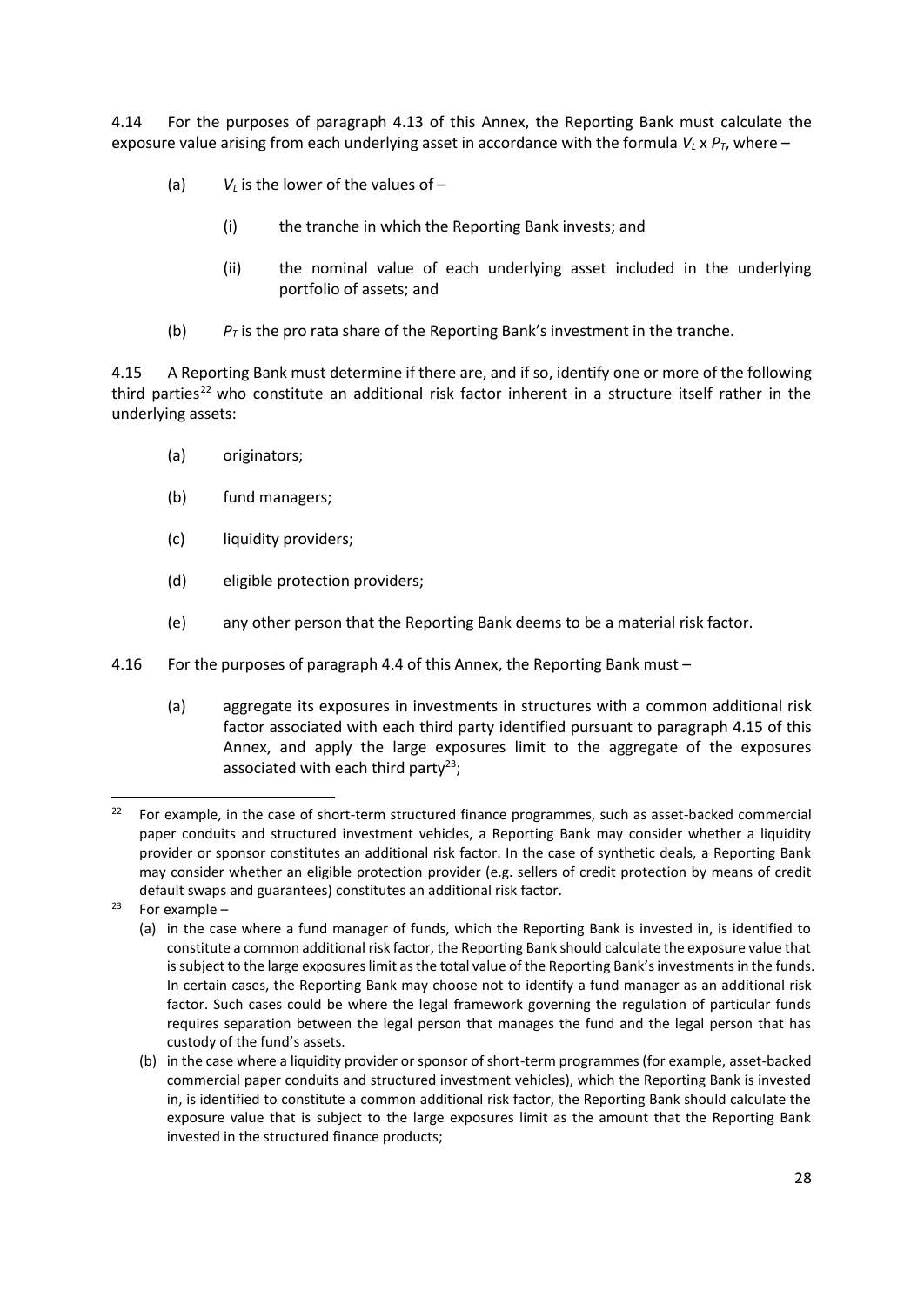4.14 For the purposes of paragraph 4.13 of this Annex, the Reporting Bank must calculate the exposure value arising from each underlying asset in accordance with the formula $V_L \times P_T$, where –

(a) $V_L$ is the lower of the values of –

(i) the tranche in which the Reporting Bank invests; and

(ii) the nominal value of each underlying asset included in the underlying portfolio of assets; and

(b) $P_T$ is the pro rata share of the Reporting Bank's investment in the tranche.

4.15 A Reporting Bank must determine if there are, and if so, identify one or more of the following third parties[22] who constitute an additional risk factor inherent in a structure itself rather in the underlying assets:

(a) originators;

(b) fund managers;

(c) liquidity providers;

(d) eligible protection providers;

(e) any other person that the Reporting Bank deems to be a material risk factor.

4.16 For the purposes of paragraph 4.4 of this Annex, the Reporting Bank must –

(a) aggregate its exposures in investments in structures with a common additional risk factor associated with each third party identified pursuant to paragraph 4.15 of this Annex, and apply the large exposures limit to the aggregate of the exposures associated with each third party[23];

---

[22] For example, in the case of short-term structured finance programmes, such as asset-backed commercial paper conduits and structured investment vehicles, a Reporting Bank may consider whether a liquidity provider or sponsor constitutes an additional risk factor. In the case of synthetic deals, a Reporting Bank may consider whether an eligible protection provider (e.g. sellers of credit protection by means of credit default swaps and guarantees) constitutes an additional risk factor.

[23] For example –

(a) in the case where a fund manager of funds, which the Reporting Bank is invested in, is identified to constitute a common additional risk factor, the Reporting Bank should calculate the exposure value that is subject to the large exposures limit as the total value of the Reporting Bank's investments in the funds. In certain cases, the Reporting Bank may choose not to identify a fund manager as an additional risk factor. Such cases could be where the legal framework governing the regulation of particular funds requires separation between the legal person that manages the fund and the legal person that has custody of the fund's assets.

(b) in the case where a liquidity provider or sponsor of short-term programmes (for example, asset-backed commercial paper conduits and structured investment vehicles), which the Reporting Bank is invested in, is identified to constitute a common additional risk factor, the Reporting Bank should calculate the exposure value that is subject to the large exposures limit as the amount that the Reporting Bank invested in the structured finance products;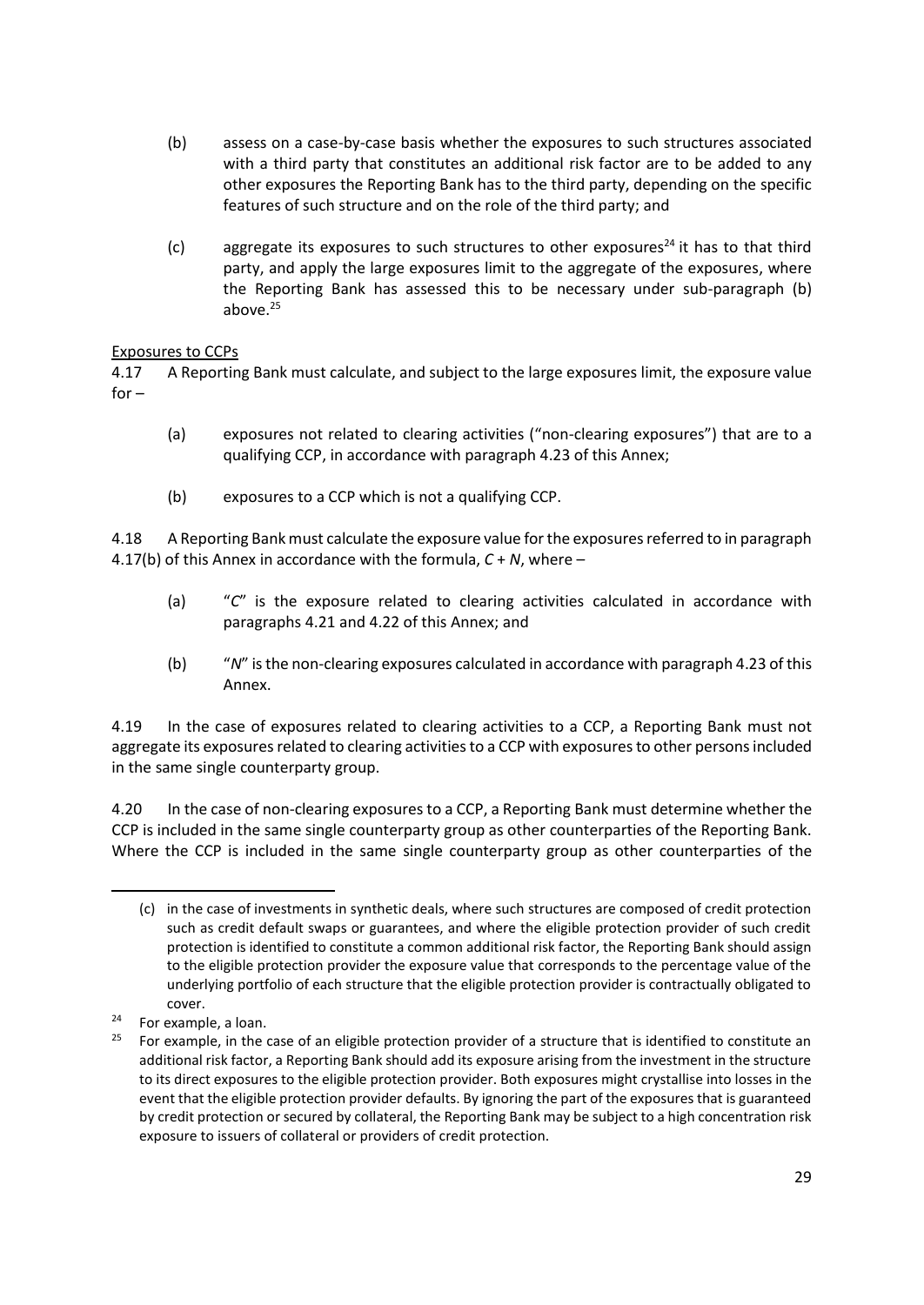(b) assess on a case-by-case basis whether the exposures to such structures associated with a third party that constitutes an additional risk factor are to be added to any other exposures the Reporting Bank has to the third party, depending on the specific features of such structure and on the role of the third party; and

(c) aggregate its exposures to such structures to other exposures[24] it has to that third party, and apply the large exposures limit to the aggregate of the exposures, where the Reporting Bank has assessed this to be necessary under sub-paragraph (b) above.[25]

Exposures to CCPs

4.17 A Reporting Bank must calculate, and subject to the large exposures limit, the exposure value for –

(a) exposures not related to clearing activities ("non-clearing exposures") that are to a qualifying CCP, in accordance with paragraph 4.23 of this Annex;

(b) exposures to a CCP which is not a qualifying CCP.

4.18 A Reporting Bank must calculate the exposure value for the exposures referred to in paragraph 4.17(b) of this Annex in accordance with the formula, $C + N$, where –

(a) "$C$" is the exposure related to clearing activities calculated in accordance with paragraphs 4.21 and 4.22 of this Annex; and

(b) "$N$" is the non-clearing exposures calculated in accordance with paragraph 4.23 of this Annex.

4.19 In the case of exposures related to clearing activities to a CCP, a Reporting Bank must not aggregate its exposures related to clearing activities to a CCP with exposures to other persons included in the same single counterparty group.

4.20 In the case of non-clearing exposures to a CCP, a Reporting Bank must determine whether the CCP is included in the same single counterparty group as other counterparties of the Reporting Bank. Where the CCP is included in the same single counterparty group as other counterparties of the

---

(c) in the case of investments in synthetic deals, where such structures are composed of credit protection such as credit default swaps or guarantees, and where the eligible protection provider of such credit protection is identified to constitute a common additional risk factor, the Reporting Bank should assign to the eligible protection provider the exposure value that corresponds to the percentage value of the underlying portfolio of each structure that the eligible protection provider is contractually obligated to cover.

[24] For example, a loan.

[25] For example, in the case of an eligible protection provider of a structure that is identified to constitute an additional risk factor, a Reporting Bank should add its exposure arising from the investment in the structure to its direct exposures to the eligible protection provider. Both exposures might crystallise into losses in the event that the eligible protection provider defaults. By ignoring the part of the exposures that is guaranteed by credit protection or secured by collateral, the Reporting Bank may be subject to a high concentration risk exposure to issuers of collateral or providers of credit protection.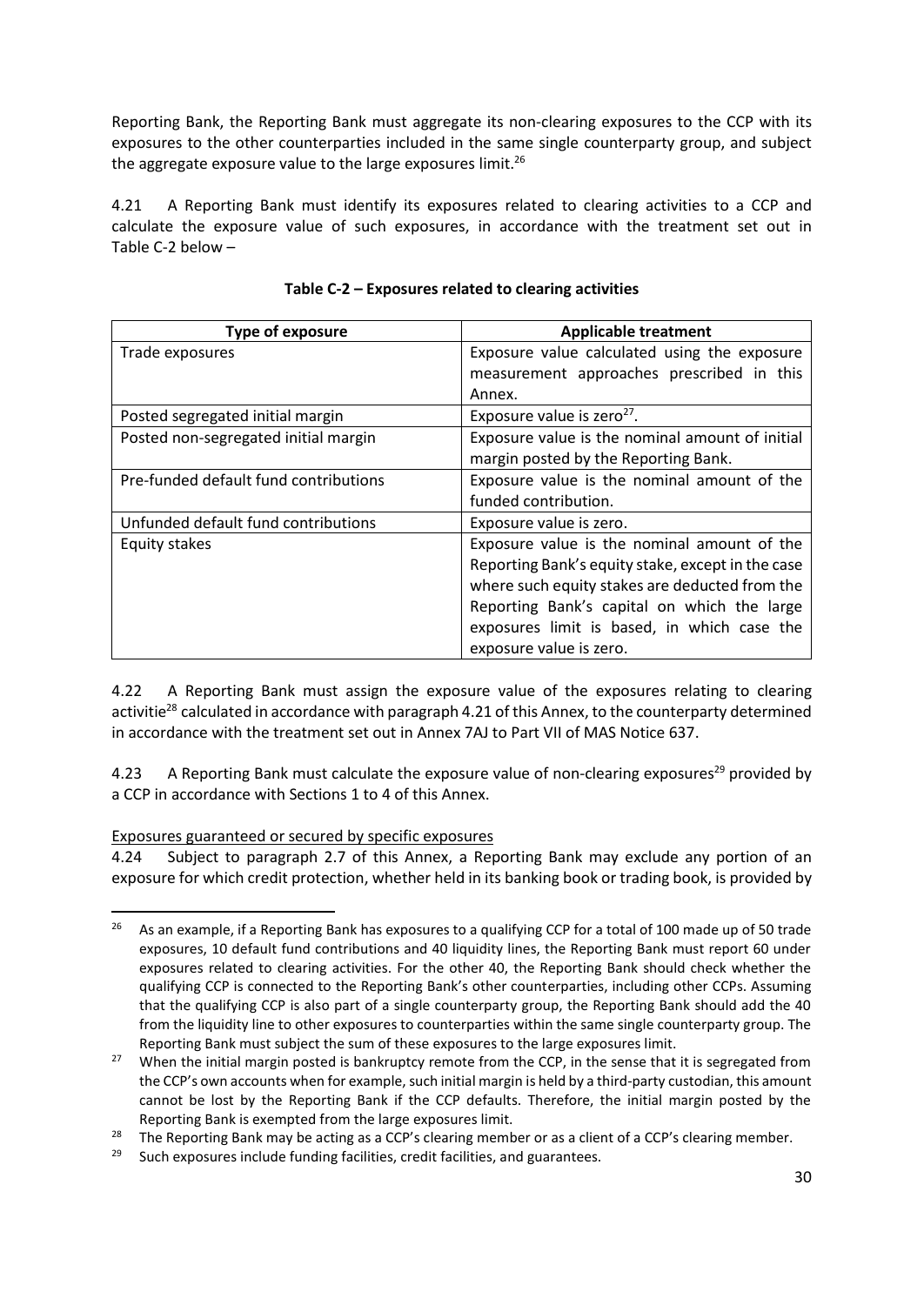Reporting Bank, the Reporting Bank must aggregate its non-clearing exposures to the CCP with its exposures to the other counterparties included in the same single counterparty group, and subject the aggregate exposure value to the large exposures limit.[26]

4.21 A Reporting Bank must identify its exposures related to clearing activities to a CCP and calculate the exposure value of such exposures, in accordance with the treatment set out in Table C-2 below –

**Table C-2 – Exposures related to clearing activities**

| Type of exposure | Applicable treatment |
|---|---|
| Trade exposures | Exposure value calculated using the exposure measurement approaches prescribed in this Annex. |
| Posted segregated initial margin | Exposure value is zero[27]. |
| Posted non-segregated initial margin | Exposure value is the nominal amount of initial margin posted by the Reporting Bank. |
| Pre-funded default fund contributions | Exposure value is the nominal amount of the funded contribution. |
| Unfunded default fund contributions | Exposure value is zero. |
| Equity stakes | Exposure value is the nominal amount of the Reporting Bank's equity stake, except in the case where such equity stakes are deducted from the Reporting Bank's capital on which the large exposures limit is based, in which case the exposure value is zero. |

4.22 A Reporting Bank must assign the exposure value of the exposures relating to clearing activitie[28] calculated in accordance with paragraph 4.21 of this Annex, to the counterparty determined in accordance with the treatment set out in Annex 7AJ to Part VII of MAS Notice 637.

4.23 A Reporting Bank must calculate the exposure value of non-clearing exposures[29] provided by a CCP in accordance with Sections 1 to 4 of this Annex.

Exposures guaranteed or secured by specific exposures

4.24 Subject to paragraph 2.7 of this Annex, a Reporting Bank may exclude any portion of an exposure for which credit protection, whether held in its banking book or trading book, is provided by

---

[26] As an example, if a Reporting Bank has exposures to a qualifying CCP for a total of 100 made up of 50 trade exposures, 10 default fund contributions and 40 liquidity lines, the Reporting Bank must report 60 under exposures related to clearing activities. For the other 40, the Reporting Bank should check whether the qualifying CCP is connected to the Reporting Bank's other counterparties, including other CCPs. Assuming that the qualifying CCP is also part of a single counterparty group, the Reporting Bank should add the 40 from the liquidity line to other exposures to counterparties within the same single counterparty group. The Reporting Bank must subject the sum of these exposures to the large exposures limit.

[27] When the initial margin posted is bankruptcy remote from the CCP, in the sense that it is segregated from the CCP's own accounts when for example, such initial margin is held by a third-party custodian, this amount cannot be lost by the Reporting Bank if the CCP defaults. Therefore, the initial margin posted by the Reporting Bank is exempted from the large exposures limit.

[28] The Reporting Bank may be acting as a CCP's clearing member or as a client of a CCP's clearing member.

[29] Such exposures include funding facilities, credit facilities, and guarantees.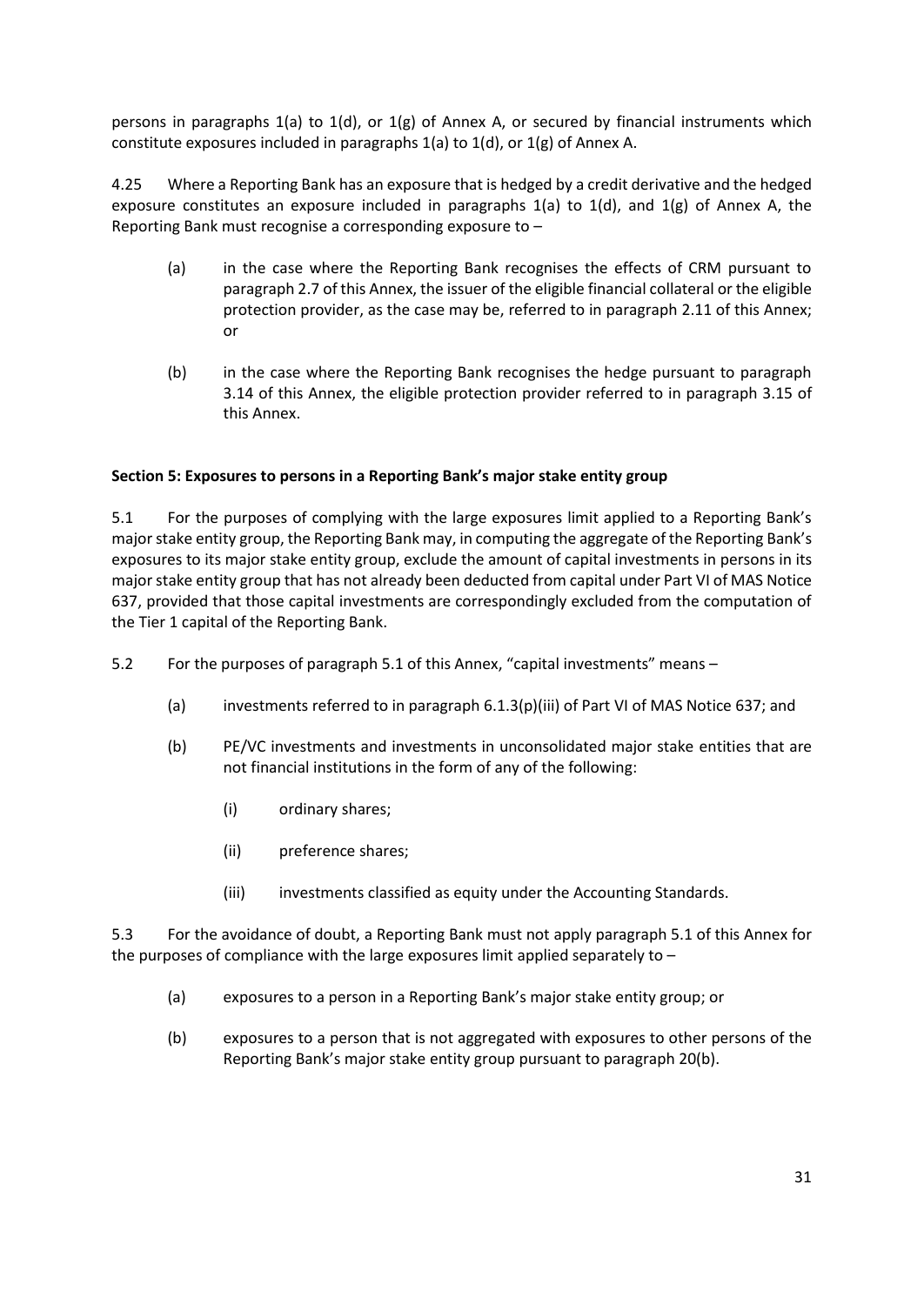persons in paragraphs 1(a) to 1(d), or 1(g) of Annex A, or secured by financial instruments which constitute exposures included in paragraphs 1(a) to 1(d), or 1(g) of Annex A.

4.25 Where a Reporting Bank has an exposure that is hedged by a credit derivative and the hedged exposure constitutes an exposure included in paragraphs 1(a) to 1(d), and 1(g) of Annex A, the Reporting Bank must recognise a corresponding exposure to –

(a) in the case where the Reporting Bank recognises the effects of CRM pursuant to paragraph 2.7 of this Annex, the issuer of the eligible financial collateral or the eligible protection provider, as the case may be, referred to in paragraph 2.11 of this Annex; or

(b) in the case where the Reporting Bank recognises the hedge pursuant to paragraph 3.14 of this Annex, the eligible protection provider referred to in paragraph 3.15 of this Annex.

**Section 5: Exposures to persons in a Reporting Bank's major stake entity group**

5.1 For the purposes of complying with the large exposures limit applied to a Reporting Bank's major stake entity group, the Reporting Bank may, in computing the aggregate of the Reporting Bank's exposures to its major stake entity group, exclude the amount of capital investments in persons in its major stake entity group that has not already been deducted from capital under Part VI of MAS Notice 637, provided that those capital investments are correspondingly excluded from the computation of the Tier 1 capital of the Reporting Bank.

5.2 For the purposes of paragraph 5.1 of this Annex, "capital investments" means –

(a) investments referred to in paragraph 6.1.3(p)(iii) of Part VI of MAS Notice 637; and

(b) PE/VC investments and investments in unconsolidated major stake entities that are not financial institutions in the form of any of the following:

(i) ordinary shares;

(ii) preference shares;

(iii) investments classified as equity under the Accounting Standards.

5.3 For the avoidance of doubt, a Reporting Bank must not apply paragraph 5.1 of this Annex for the purposes of compliance with the large exposures limit applied separately to –

(a) exposures to a person in a Reporting Bank's major stake entity group; or

(b) exposures to a person that is not aggregated with exposures to other persons of the Reporting Bank's major stake entity group pursuant to paragraph 20(b).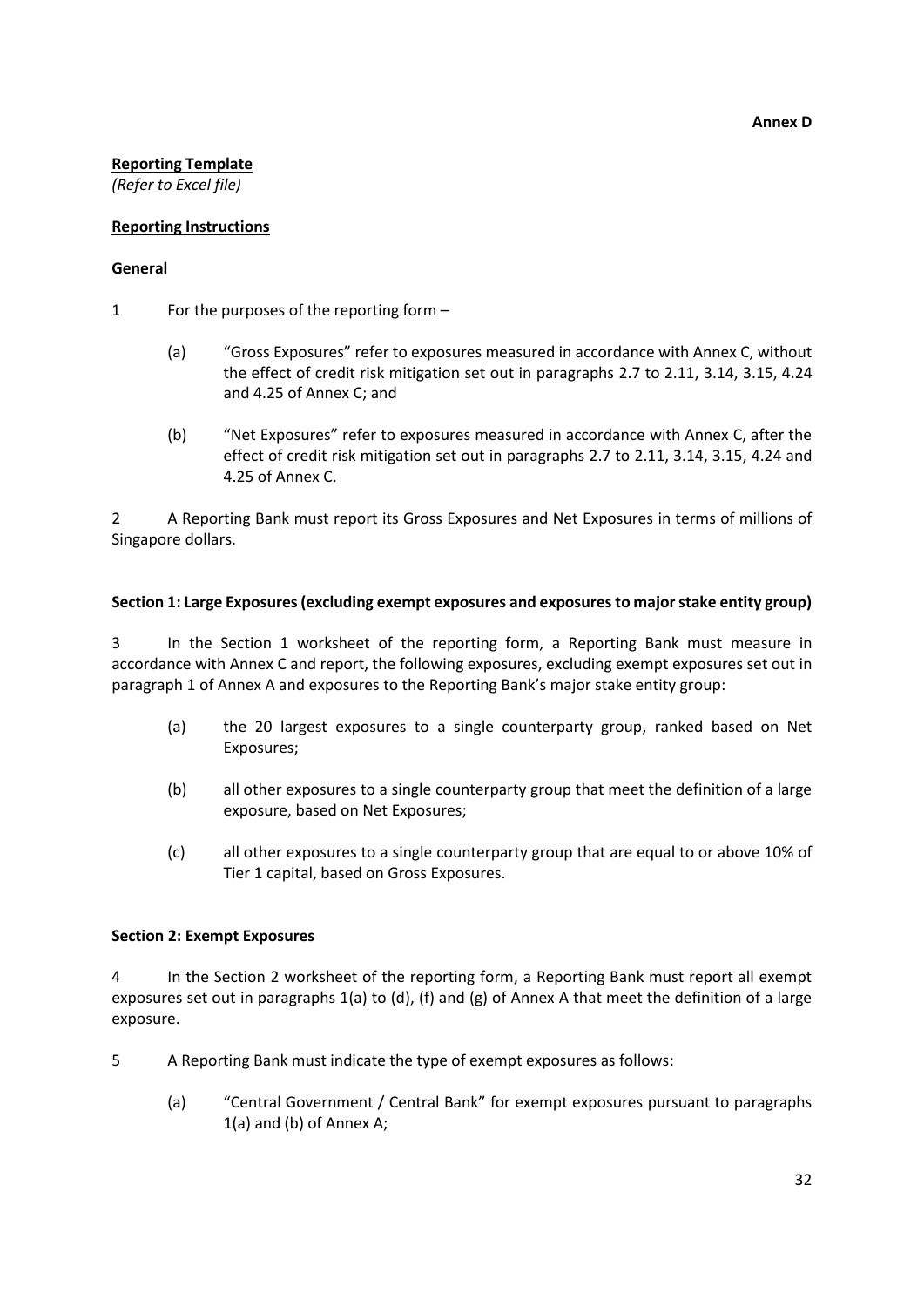**Annex D**

**Reporting Template**

*(Refer to Excel file)*

**Reporting Instructions**

**General**

1 For the purposes of the reporting form –

(a) "Gross Exposures" refer to exposures measured in accordance with Annex C, without the effect of credit risk mitigation set out in paragraphs 2.7 to 2.11, 3.14, 3.15, 4.24 and 4.25 of Annex C; and

(b) "Net Exposures" refer to exposures measured in accordance with Annex C, after the effect of credit risk mitigation set out in paragraphs 2.7 to 2.11, 3.14, 3.15, 4.24 and 4.25 of Annex C.

2 A Reporting Bank must report its Gross Exposures and Net Exposures in terms of millions of Singapore dollars.

**Section 1: Large Exposures (excluding exempt exposures and exposures to major stake entity group)**

3 In the Section 1 worksheet of the reporting form, a Reporting Bank must measure in accordance with Annex C and report, the following exposures, excluding exempt exposures set out in paragraph 1 of Annex A and exposures to the Reporting Bank's major stake entity group:

(a) the 20 largest exposures to a single counterparty group, ranked based on Net Exposures;

(b) all other exposures to a single counterparty group that meet the definition of a large exposure, based on Net Exposures;

(c) all other exposures to a single counterparty group that are equal to or above 10% of Tier 1 capital, based on Gross Exposures.

**Section 2: Exempt Exposures**

4 In the Section 2 worksheet of the reporting form, a Reporting Bank must report all exempt exposures set out in paragraphs 1(a) to (d), (f) and (g) of Annex A that meet the definition of a large exposure.

5 A Reporting Bank must indicate the type of exempt exposures as follows:

(a) "Central Government / Central Bank" for exempt exposures pursuant to paragraphs 1(a) and (b) of Annex A;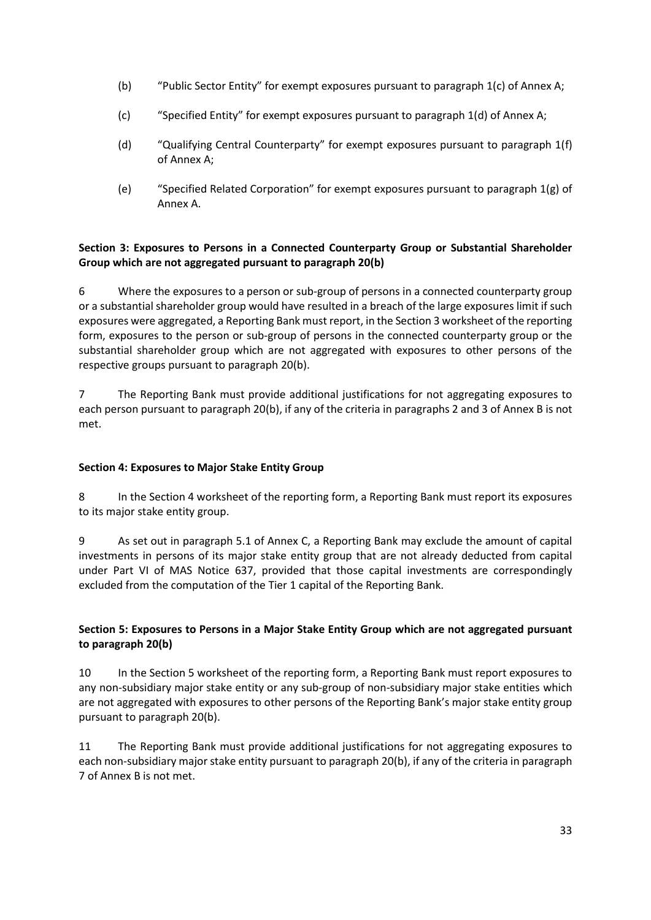(b) "Public Sector Entity" for exempt exposures pursuant to paragraph 1(c) of Annex A;

(c) "Specified Entity" for exempt exposures pursuant to paragraph 1(d) of Annex A;

(d) "Qualifying Central Counterparty" for exempt exposures pursuant to paragraph 1(f) of Annex A;

(e) "Specified Related Corporation" for exempt exposures pursuant to paragraph 1(g) of Annex A.

**Section 3: Exposures to Persons in a Connected Counterparty Group or Substantial Shareholder Group which are not aggregated pursuant to paragraph 20(b)**

6 Where the exposures to a person or sub-group of persons in a connected counterparty group or a substantial shareholder group would have resulted in a breach of the large exposures limit if such exposures were aggregated, a Reporting Bank must report, in the Section 3 worksheet of the reporting form, exposures to the person or sub-group of persons in the connected counterparty group or the substantial shareholder group which are not aggregated with exposures to other persons of the respective groups pursuant to paragraph 20(b).

7 The Reporting Bank must provide additional justifications for not aggregating exposures to each person pursuant to paragraph 20(b), if any of the criteria in paragraphs 2 and 3 of Annex B is not met.

**Section 4: Exposures to Major Stake Entity Group**

8 In the Section 4 worksheet of the reporting form, a Reporting Bank must report its exposures to its major stake entity group.

9 As set out in paragraph 5.1 of Annex C, a Reporting Bank may exclude the amount of capital investments in persons of its major stake entity group that are not already deducted from capital under Part VI of MAS Notice 637, provided that those capital investments are correspondingly excluded from the computation of the Tier 1 capital of the Reporting Bank.

**Section 5: Exposures to Persons in a Major Stake Entity Group which are not aggregated pursuant to paragraph 20(b)**

10 In the Section 5 worksheet of the reporting form, a Reporting Bank must report exposures to any non-subsidiary major stake entity or any sub-group of non-subsidiary major stake entities which are not aggregated with exposures to other persons of the Reporting Bank's major stake entity group pursuant to paragraph 20(b).

11 The Reporting Bank must provide additional justifications for not aggregating exposures to each non-subsidiary major stake entity pursuant to paragraph 20(b), if any of the criteria in paragraph 7 of Annex B is not met.